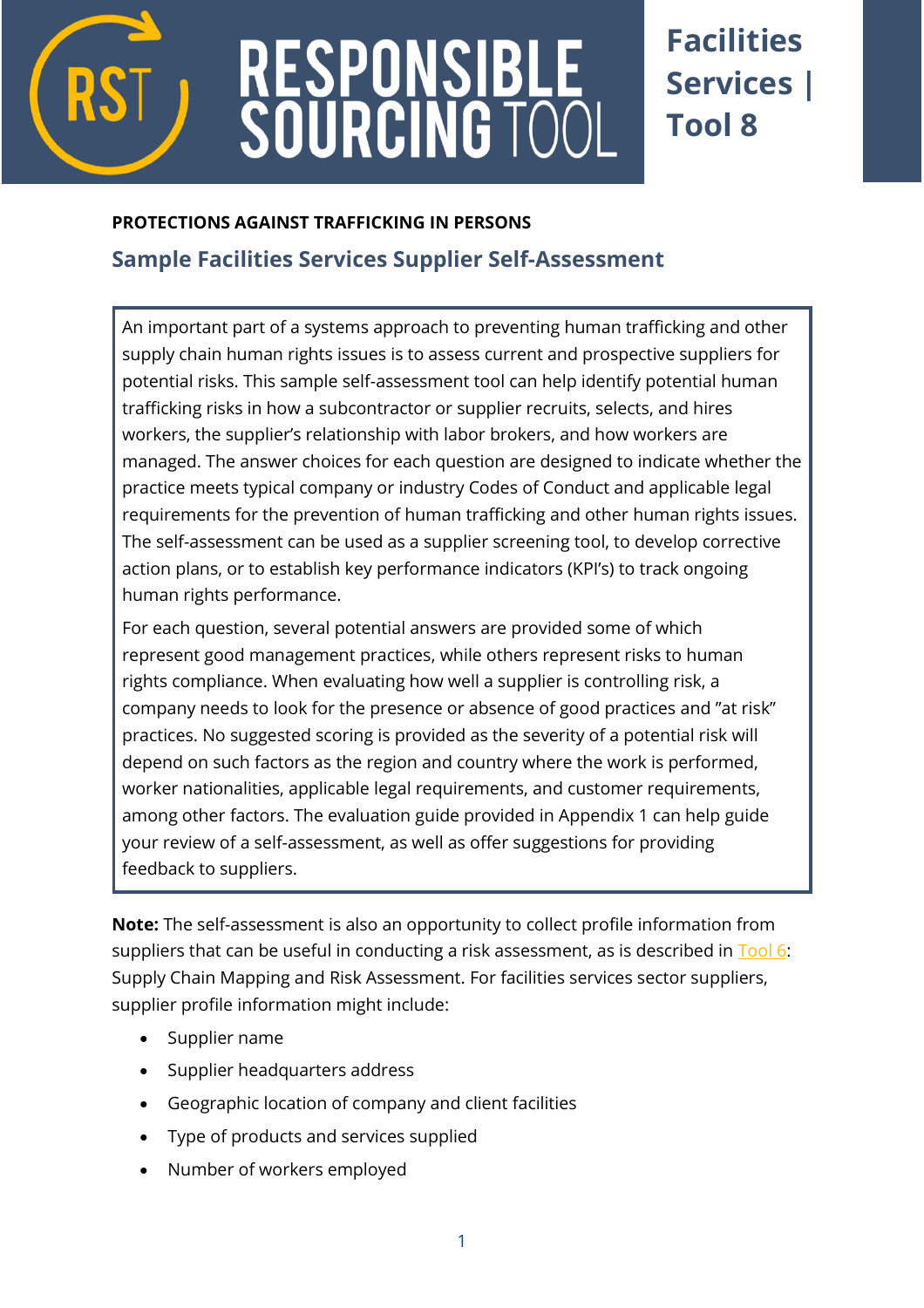# RESPONSIBLE SOURCING TOOL

**Facilities Services | Tool 8**

**PROTECTIONS AGAINST TRAFFICKING IN PERSONS**

## Sample Facilities Services Supplier Self-Assessment

An important part of a systems approach to preventing human trafficking and other supply chain human rights issues is to assess current and prospective suppliers for potential risks. This sample self-assessment tool can help identify potential human trafficking risks in how a subcontractor or supplier recruits, selects, and hires workers, the supplier's relationship with labor brokers, and how workers are managed. The answer choices for each question are designed to indicate whether the practice meets typical company or industry Codes of Conduct and applicable legal requirements for the prevention of human trafficking and other human rights issues. The self-assessment can be used as a supplier screening tool, to develop corrective action plans, or to establish key performance indicators (KPI's) to track ongoing human rights performance.

For each question, several potential answers are provided some of which represent good management practices, while others represent risks to human rights compliance. When evaluating how well a supplier is controlling risk, a company needs to look for the presence or absence of good practices and "at risk" practices. No suggested scoring is provided as the severity of a potential risk will depend on such factors as the region and country where the work is performed, worker nationalities, applicable legal requirements, and customer requirements, among other factors. The evaluation guide provided in Appendix 1 can help guide your review of a self-assessment, as well as offer suggestions for providing feedback to suppliers.

**Note:** The self-assessment is also an opportunity to collect profile information from suppliers that can be useful in conducting a risk assessment, as is described in Tool 6: Supply Chain Mapping and Risk Assessment. For facilities services sector suppliers, supplier profile information might include:

- Supplier name
- Supplier headquarters address
- Geographic location of company and client facilities
- Type of products and services supplied
- Number of workers employed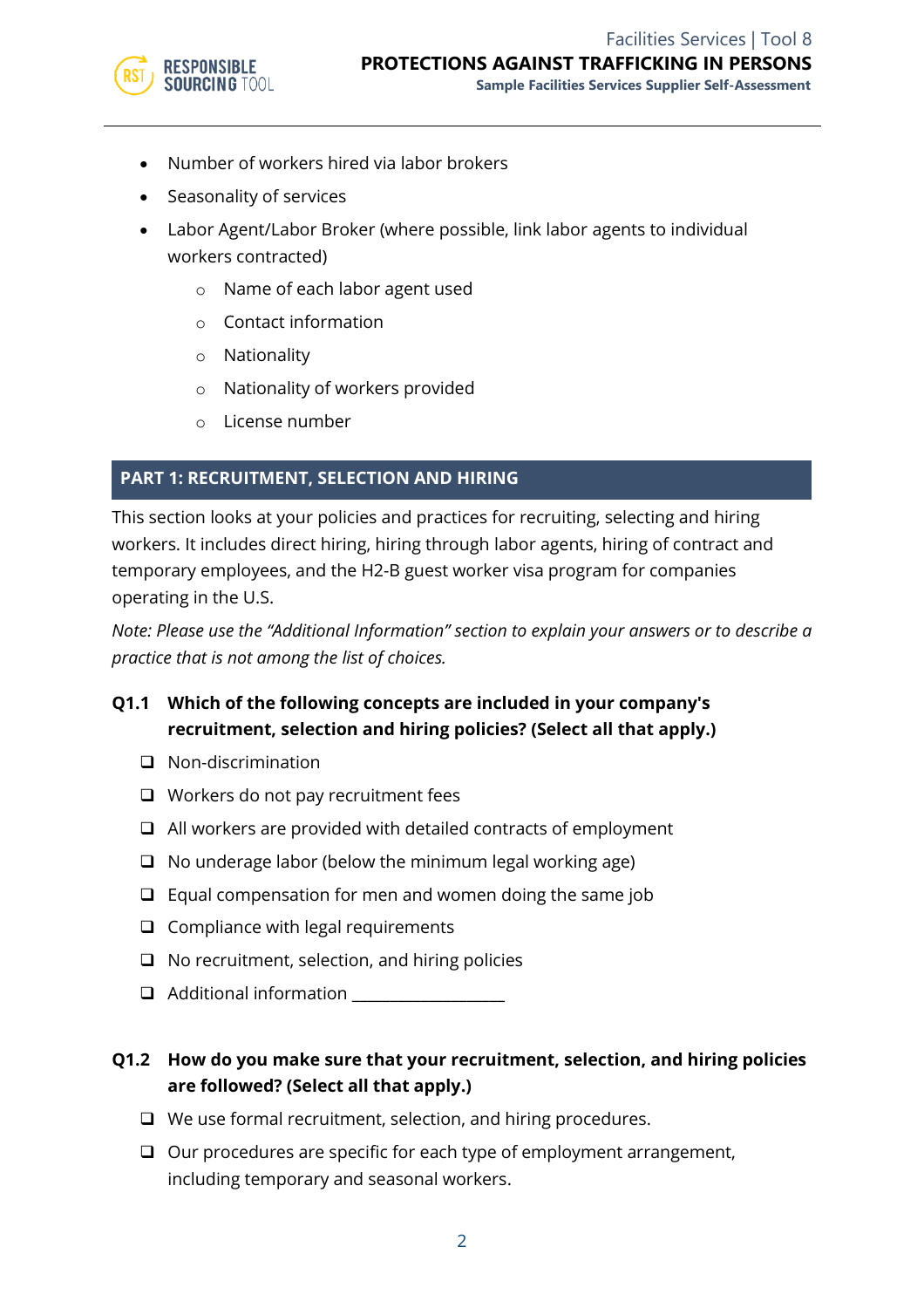- Number of workers hired via labor brokers
- Seasonality of services
- Labor Agent/Labor Broker (where possible, link labor agents to individual workers contracted)
    - Name of each labor agent used
    - Contact information
    - Nationality
    - Nationality of workers provided
    - License number

## PART 1: RECRUITMENT, SELECTION AND HIRING

This section looks at your policies and practices for recruiting, selecting and hiring workers. It includes direct hiring, hiring through labor agents, hiring of contract and temporary employees, and the H2-B guest worker visa program for companies operating in the U.S.

*Note: Please use the "Additional Information" section to explain your answers or to describe a practice that is not among the list of choices.*

**Q1.1 Which of the following concepts are included in your company's recruitment, selection and hiring policies? (Select all that apply.)**

- ❑ Non-discrimination
- ❑ Workers do not pay recruitment fees
- ❑ All workers are provided with detailed contracts of employment
- ❑ No underage labor (below the minimum legal working age)
- ❑ Equal compensation for men and women doing the same job
- ❑ Compliance with legal requirements
- ❑ No recruitment, selection, and hiring policies
- ❑ Additional information ___________________

**Q1.2 How do you make sure that your recruitment, selection, and hiring policies are followed? (Select all that apply.)**

- ❑ We use formal recruitment, selection, and hiring procedures.
- ❑ Our procedures are specific for each type of employment arrangement, including temporary and seasonal workers.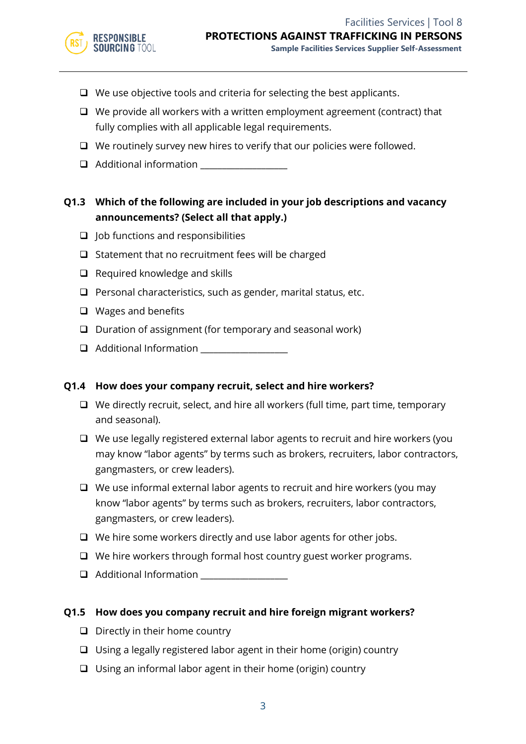- ❑ We use objective tools and criteria for selecting the best applicants.
- ❑ We provide all workers with a written employment agreement (contract) that fully complies with all applicable legal requirements.
- ❑ We routinely survey new hires to verify that our policies were followed.
- ❑ Additional information ___________________

**Q1.3 Which of the following are included in your job descriptions and vacancy announcements? (Select all that apply.)**

- ❑ Job functions and responsibilities
- ❑ Statement that no recruitment fees will be charged
- ❑ Required knowledge and skills
- ❑ Personal characteristics, such as gender, marital status, etc.
- ❑ Wages and benefits
- ❑ Duration of assignment (for temporary and seasonal work)
- ❑ Additional Information ___________________

**Q1.4 How does your company recruit, select and hire workers?**

- ❑ We directly recruit, select, and hire all workers (full time, part time, temporary and seasonal).
- ❑ We use legally registered external labor agents to recruit and hire workers (you may know "labor agents" by terms such as brokers, recruiters, labor contractors, gangmasters, or crew leaders).
- ❑ We use informal external labor agents to recruit and hire workers (you may know "labor agents" by terms such as brokers, recruiters, labor contractors, gangmasters, or crew leaders).
- ❑ We hire some workers directly and use labor agents for other jobs.
- ❑ We hire workers through formal host country guest worker programs.
- ❑ Additional Information ___________________

**Q1.5 How does you company recruit and hire foreign migrant workers?**

- ❑ Directly in their home country
- ❑ Using a legally registered labor agent in their home (origin) country
- ❑ Using an informal labor agent in their home (origin) country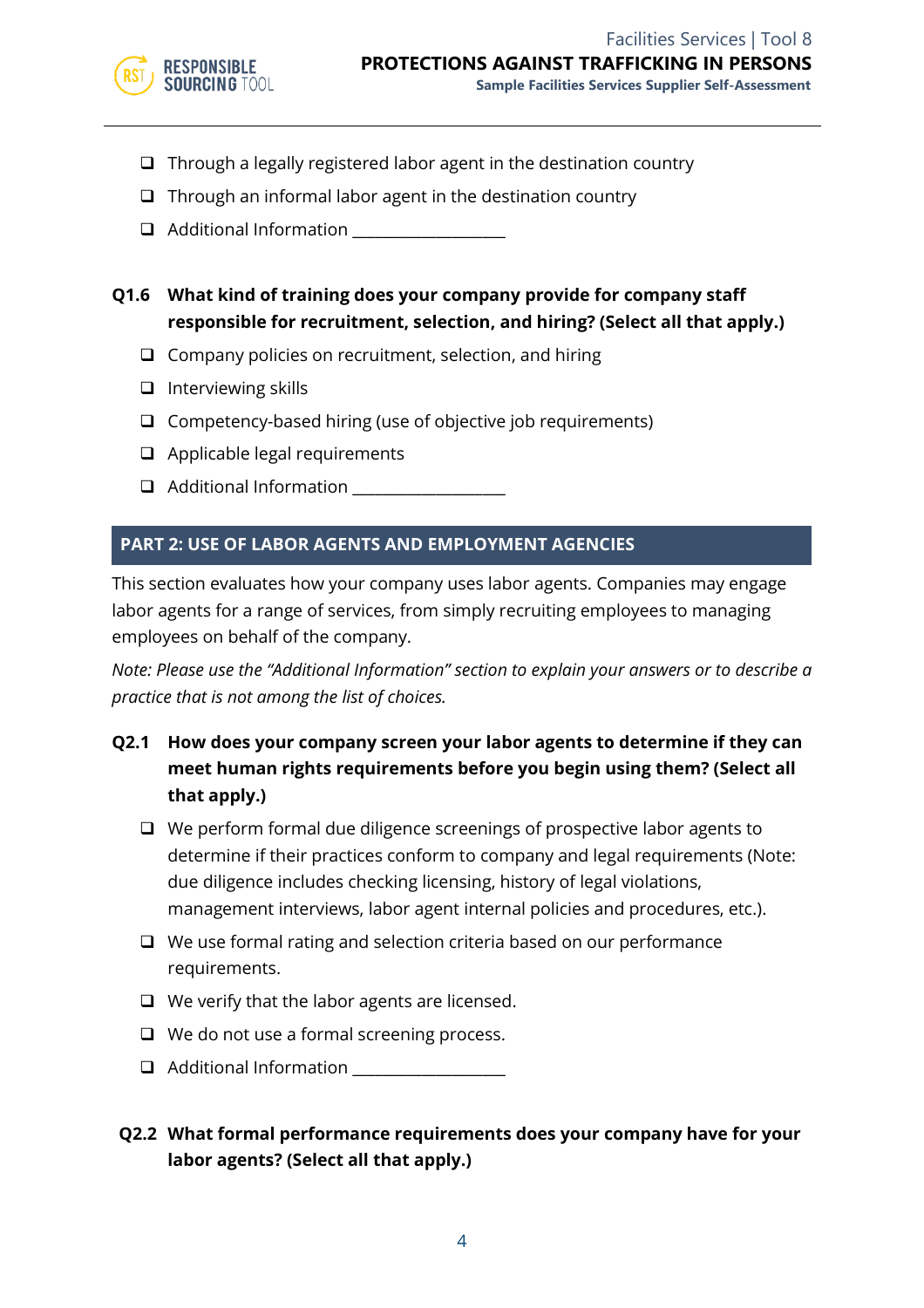- ❑ Through a legally registered labor agent in the destination country
- ❑ Through an informal labor agent in the destination country
- ❑ Additional Information ___________________

**Q1.6 What kind of training does your company provide for company staff responsible for recruitment, selection, and hiring? (Select all that apply.)**

- ❑ Company policies on recruitment, selection, and hiring
- ❑ Interviewing skills
- ❑ Competency-based hiring (use of objective job requirements)
- ❑ Applicable legal requirements
- ❑ Additional Information ___________________

## PART 2: USE OF LABOR AGENTS AND EMPLOYMENT AGENCIES

This section evaluates how your company uses labor agents. Companies may engage labor agents for a range of services, from simply recruiting employees to managing employees on behalf of the company.

*Note: Please use the "Additional Information" section to explain your answers or to describe a practice that is not among the list of choices.*

**Q2.1 How does your company screen your labor agents to determine if they can meet human rights requirements before you begin using them? (Select all that apply.)**

- ❑ We perform formal due diligence screenings of prospective labor agents to determine if their practices conform to company and legal requirements (Note: due diligence includes checking licensing, history of legal violations, management interviews, labor agent internal policies and procedures, etc.).
- ❑ We use formal rating and selection criteria based on our performance requirements.
- ❑ We verify that the labor agents are licensed.
- ❑ We do not use a formal screening process.
- ❑ Additional Information ___________________

**Q2.2 What formal performance requirements does your company have for your labor agents? (Select all that apply.)**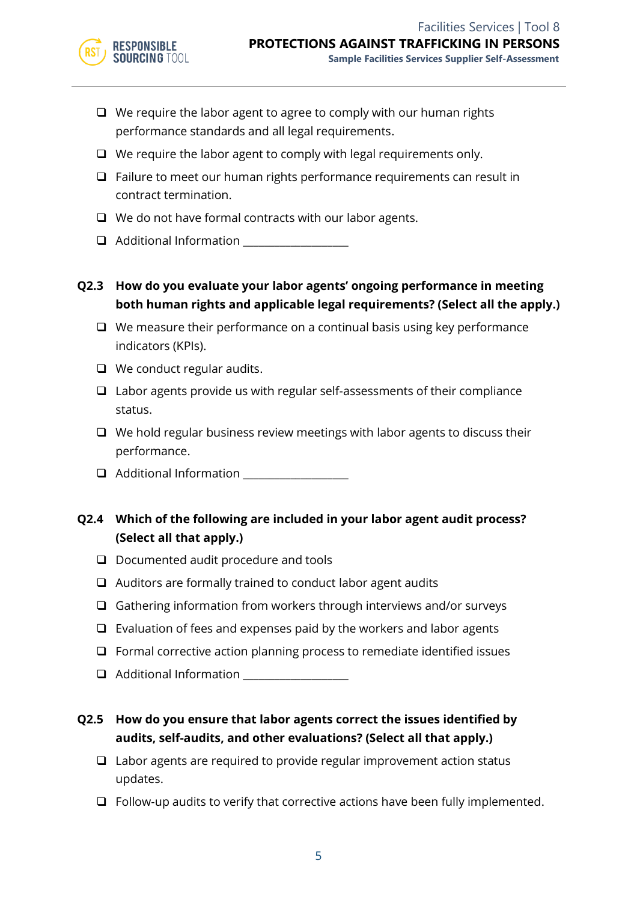- ❑ We require the labor agent to agree to comply with our human rights performance standards and all legal requirements.
- ❑ We require the labor agent to comply with legal requirements only.
- ❑ Failure to meet our human rights performance requirements can result in contract termination.
- ❑ We do not have formal contracts with our labor agents.
- ❑ Additional Information __________________

**Q2.3 How do you evaluate your labor agents' ongoing performance in meeting both human rights and applicable legal requirements? (Select all the apply.)**

- ❑ We measure their performance on a continual basis using key performance indicators (KPIs).
- ❑ We conduct regular audits.
- ❑ Labor agents provide us with regular self-assessments of their compliance status.
- ❑ We hold regular business review meetings with labor agents to discuss their performance.
- ❑ Additional Information __________________

**Q2.4 Which of the following are included in your labor agent audit process? (Select all that apply.)**

- ❑ Documented audit procedure and tools
- ❑ Auditors are formally trained to conduct labor agent audits
- ❑ Gathering information from workers through interviews and/or surveys
- ❑ Evaluation of fees and expenses paid by the workers and labor agents
- ❑ Formal corrective action planning process to remediate identified issues
- ❑ Additional Information __________________

**Q2.5 How do you ensure that labor agents correct the issues identified by audits, self-audits, and other evaluations? (Select all that apply.)**

- ❑ Labor agents are required to provide regular improvement action status updates.
- ❑ Follow-up audits to verify that corrective actions have been fully implemented.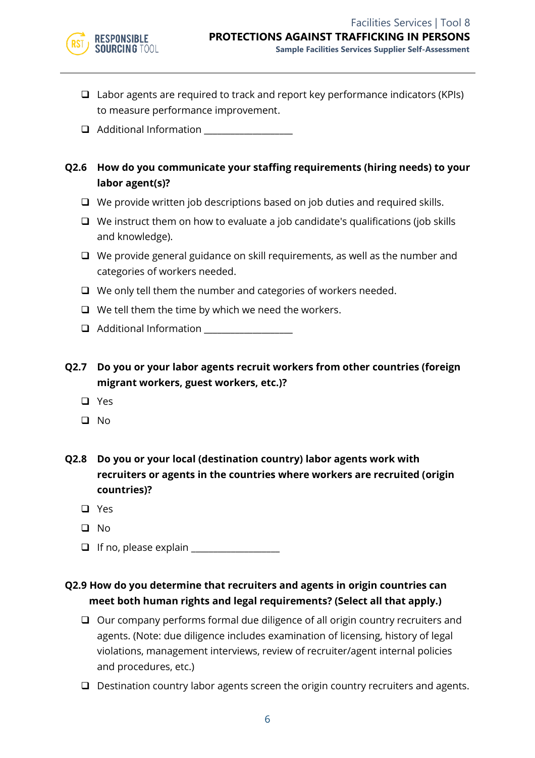- ❑ Labor agents are required to track and report key performance indicators (KPIs) to measure performance improvement.
- ❑ Additional Information ___________________

**Q2.6 How do you communicate your staffing requirements (hiring needs) to your labor agent(s)?**

- ❑ We provide written job descriptions based on job duties and required skills.
- ❑ We instruct them on how to evaluate a job candidate's qualifications (job skills and knowledge).
- ❑ We provide general guidance on skill requirements, as well as the number and categories of workers needed.
- ❑ We only tell them the number and categories of workers needed.
- ❑ We tell them the time by which we need the workers.
- ❑ Additional Information ___________________

**Q2.7 Do you or your labor agents recruit workers from other countries (foreign migrant workers, guest workers, etc.)?**

- ❑ Yes
- ❑ No

**Q2.8 Do you or your local (destination country) labor agents work with recruiters or agents in the countries where workers are recruited (origin countries)?**

- ❑ Yes
- ❑ No
- ❑ If no, please explain ___________________

**Q2.9 How do you determine that recruiters and agents in origin countries can meet both human rights and legal requirements? (Select all that apply.)**

- ❑ Our company performs formal due diligence of all origin country recruiters and agents. (Note: due diligence includes examination of licensing, history of legal violations, management interviews, review of recruiter/agent internal policies and procedures, etc.)
- ❑ Destination country labor agents screen the origin country recruiters and agents.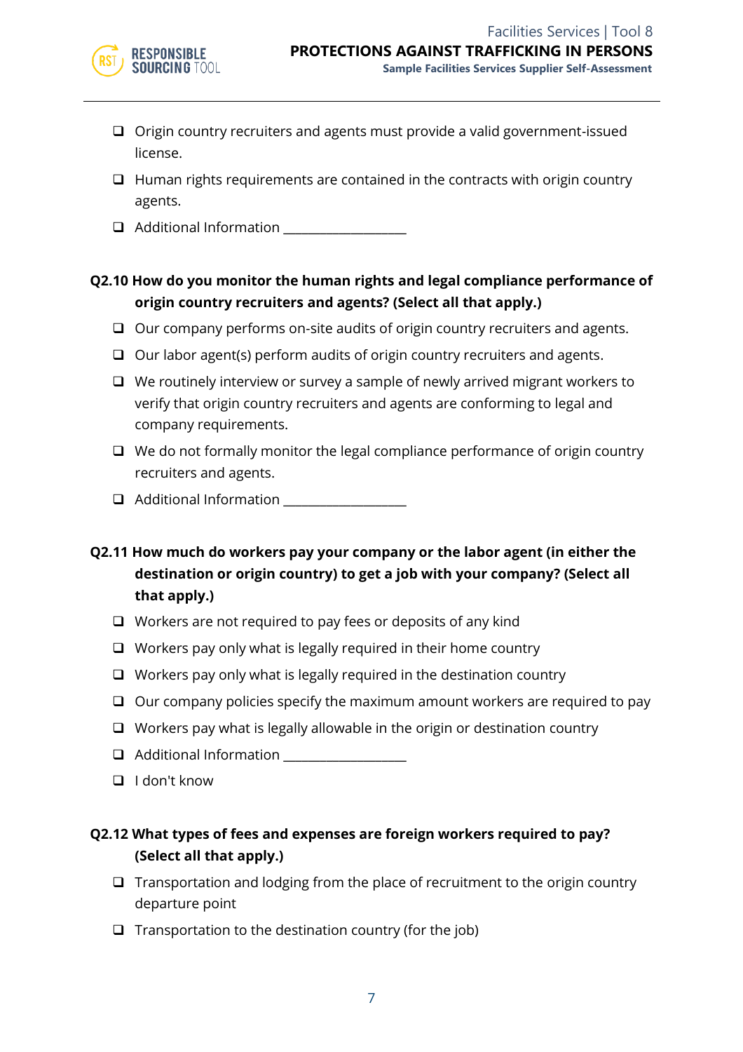- ❑ Origin country recruiters and agents must provide a valid government-issued license.
- ❑ Human rights requirements are contained in the contracts with origin country agents.
- ❑ Additional Information ___________________

**Q2.10 How do you monitor the human rights and legal compliance performance of origin country recruiters and agents? (Select all that apply.)**

- ❑ Our company performs on-site audits of origin country recruiters and agents.
- ❑ Our labor agent(s) perform audits of origin country recruiters and agents.
- ❑ We routinely interview or survey a sample of newly arrived migrant workers to verify that origin country recruiters and agents are conforming to legal and company requirements.
- ❑ We do not formally monitor the legal compliance performance of origin country recruiters and agents.
- ❑ Additional Information ___________________

**Q2.11 How much do workers pay your company or the labor agent (in either the destination or origin country) to get a job with your company? (Select all that apply.)**

- ❑ Workers are not required to pay fees or deposits of any kind
- ❑ Workers pay only what is legally required in their home country
- ❑ Workers pay only what is legally required in the destination country
- ❑ Our company policies specify the maximum amount workers are required to pay
- ❑ Workers pay what is legally allowable in the origin or destination country
- ❑ Additional Information ___________________
- ❑ I don't know

**Q2.12 What types of fees and expenses are foreign workers required to pay? (Select all that apply.)**

- ❑ Transportation and lodging from the place of recruitment to the origin country departure point
- ❑ Transportation to the destination country (for the job)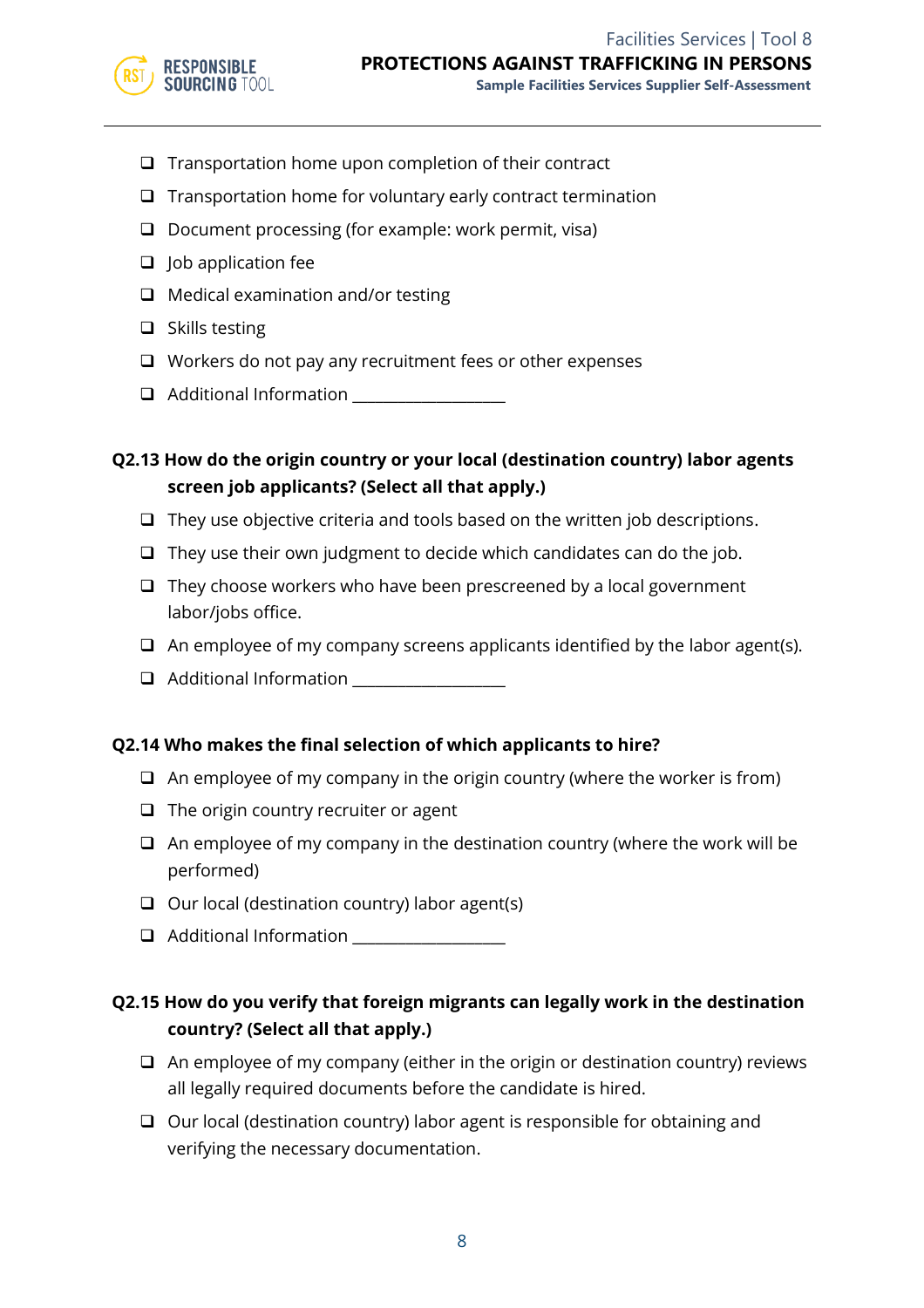- ❑ Transportation home upon completion of their contract
- ❑ Transportation home for voluntary early contract termination
- ❑ Document processing (for example: work permit, visa)
- ❑ Job application fee
- ❑ Medical examination and/or testing
- ❑ Skills testing
- ❑ Workers do not pay any recruitment fees or other expenses
- ❑ Additional Information ___________________

**Q2.13 How do the origin country or your local (destination country) labor agents screen job applicants? (Select all that apply.)**

- ❑ They use objective criteria and tools based on the written job descriptions.
- ❑ They use their own judgment to decide which candidates can do the job.
- ❑ They choose workers who have been prescreened by a local government labor/jobs office.
- ❑ An employee of my company screens applicants identified by the labor agent(s).
- ❑ Additional Information ___________________

**Q2.14 Who makes the final selection of which applicants to hire?**

- ❑ An employee of my company in the origin country (where the worker is from)
- ❑ The origin country recruiter or agent
- ❑ An employee of my company in the destination country (where the work will be performed)
- ❑ Our local (destination country) labor agent(s)
- ❑ Additional Information ___________________

**Q2.15 How do you verify that foreign migrants can legally work in the destination country? (Select all that apply.)**

- ❑ An employee of my company (either in the origin or destination country) reviews all legally required documents before the candidate is hired.
- ❑ Our local (destination country) labor agent is responsible for obtaining and verifying the necessary documentation.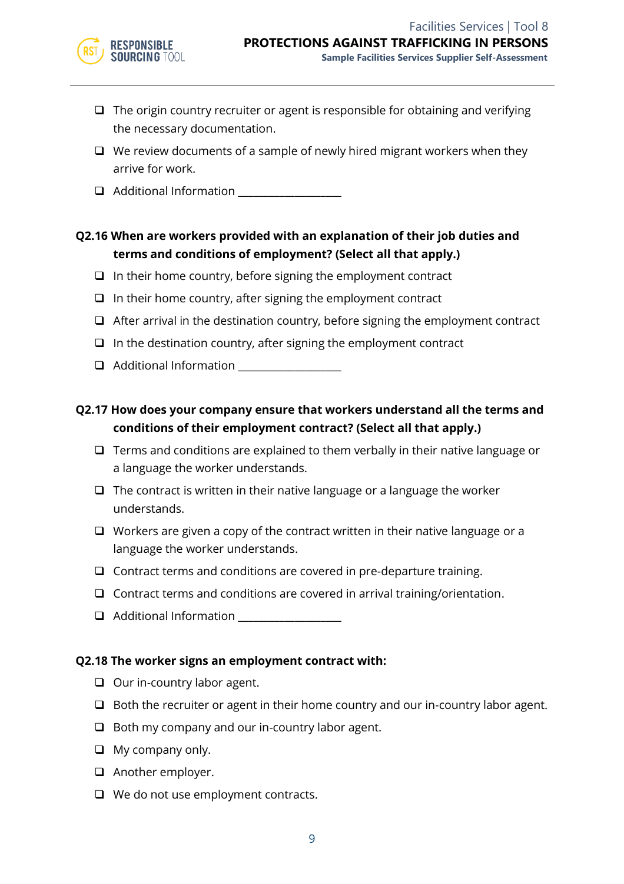- ❑ The origin country recruiter or agent is responsible for obtaining and verifying the necessary documentation.
- ❑ We review documents of a sample of newly hired migrant workers when they arrive for work.
- ❑ Additional Information ___________________

**Q2.16 When are workers provided with an explanation of their job duties and terms and conditions of employment? (Select all that apply.)**

- ❑ In their home country, before signing the employment contract
- ❑ In their home country, after signing the employment contract
- ❑ After arrival in the destination country, before signing the employment contract
- ❑ In the destination country, after signing the employment contract
- ❑ Additional Information ___________________

**Q2.17 How does your company ensure that workers understand all the terms and conditions of their employment contract? (Select all that apply.)**

- ❑ Terms and conditions are explained to them verbally in their native language or a language the worker understands.
- ❑ The contract is written in their native language or a language the worker understands.
- ❑ Workers are given a copy of the contract written in their native language or a language the worker understands.
- ❑ Contract terms and conditions are covered in pre-departure training.
- ❑ Contract terms and conditions are covered in arrival training/orientation.
- ❑ Additional Information ___________________

**Q2.18 The worker signs an employment contract with:**

- ❑ Our in-country labor agent.
- ❑ Both the recruiter or agent in their home country and our in-country labor agent.
- ❑ Both my company and our in-country labor agent.
- ❑ My company only.
- ❑ Another employer.
- ❑ We do not use employment contracts.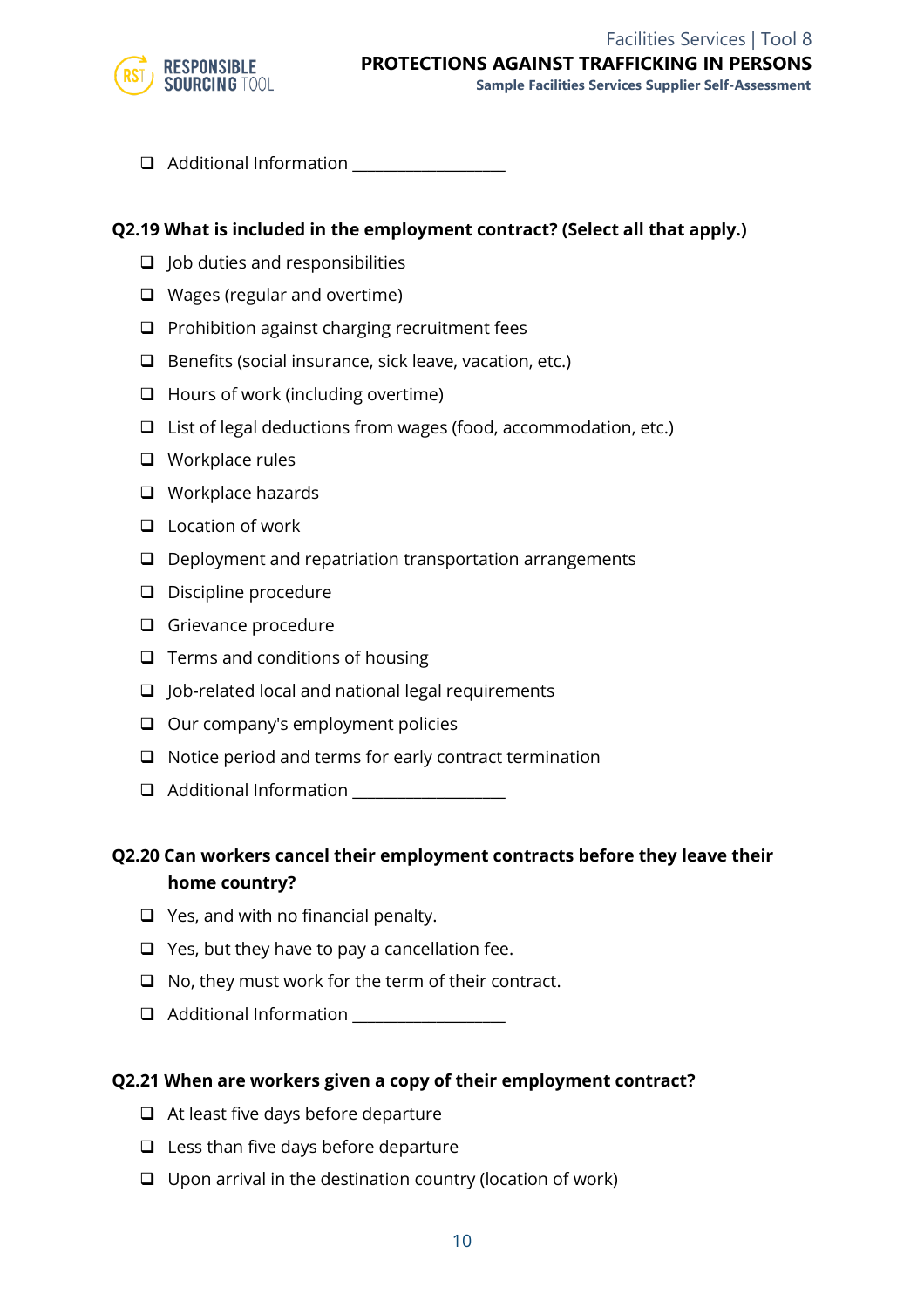- ❑ Additional Information ___________________

**Q2.19 What is included in the employment contract? (Select all that apply.)**

- ❑ Job duties and responsibilities
- ❑ Wages (regular and overtime)
- ❑ Prohibition against charging recruitment fees
- ❑ Benefits (social insurance, sick leave, vacation, etc.)
- ❑ Hours of work (including overtime)
- ❑ List of legal deductions from wages (food, accommodation, etc.)
- ❑ Workplace rules
- ❑ Workplace hazards
- ❑ Location of work
- ❑ Deployment and repatriation transportation arrangements
- ❑ Discipline procedure
- ❑ Grievance procedure
- ❑ Terms and conditions of housing
- ❑ Job-related local and national legal requirements
- ❑ Our company's employment policies
- ❑ Notice period and terms for early contract termination
- ❑ Additional Information ___________________

**Q2.20 Can workers cancel their employment contracts before they leave their home country?**

- ❑ Yes, and with no financial penalty.
- ❑ Yes, but they have to pay a cancellation fee.
- ❑ No, they must work for the term of their contract.
- ❑ Additional Information ___________________

**Q2.21 When are workers given a copy of their employment contract?**

- ❑ At least five days before departure
- ❑ Less than five days before departure
- ❑ Upon arrival in the destination country (location of work)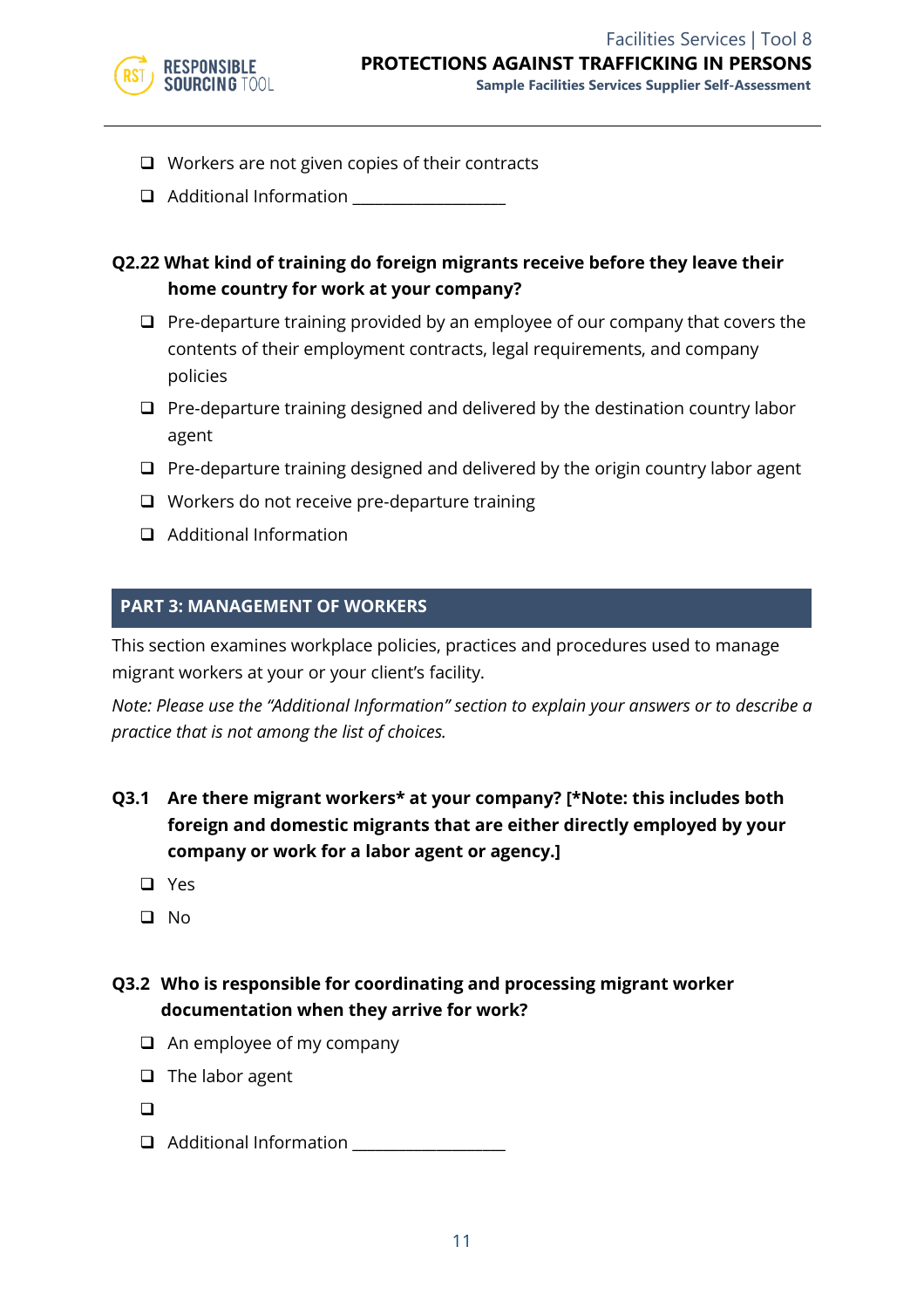- ❑ Workers are not given copies of their contracts
- ❑ Additional Information ___________________

**Q2.22 What kind of training do foreign migrants receive before they leave their home country for work at your company?**

- ❑ Pre-departure training provided by an employee of our company that covers the contents of their employment contracts, legal requirements, and company policies
- ❑ Pre-departure training designed and delivered by the destination country labor agent
- ❑ Pre-departure training designed and delivered by the origin country labor agent
- ❑ Workers do not receive pre-departure training
- ❑ Additional Information

## PART 3: MANAGEMENT OF WORKERS

This section examines workplace policies, practices and procedures used to manage migrant workers at your or your client's facility.

*Note: Please use the "Additional Information" section to explain your answers or to describe a practice that is not among the list of choices.*

**Q3.1 Are there migrant workers* at your company? [*Note: this includes both foreign and domestic migrants that are either directly employed by your company or work for a labor agent or agency.]**

- ❑ Yes
- ❑ No

**Q3.2 Who is responsible for coordinating and processing migrant worker documentation when they arrive for work?**

- ❑ An employee of my company
- ❑ The labor agent
- ❑
- ❑ Additional Information ___________________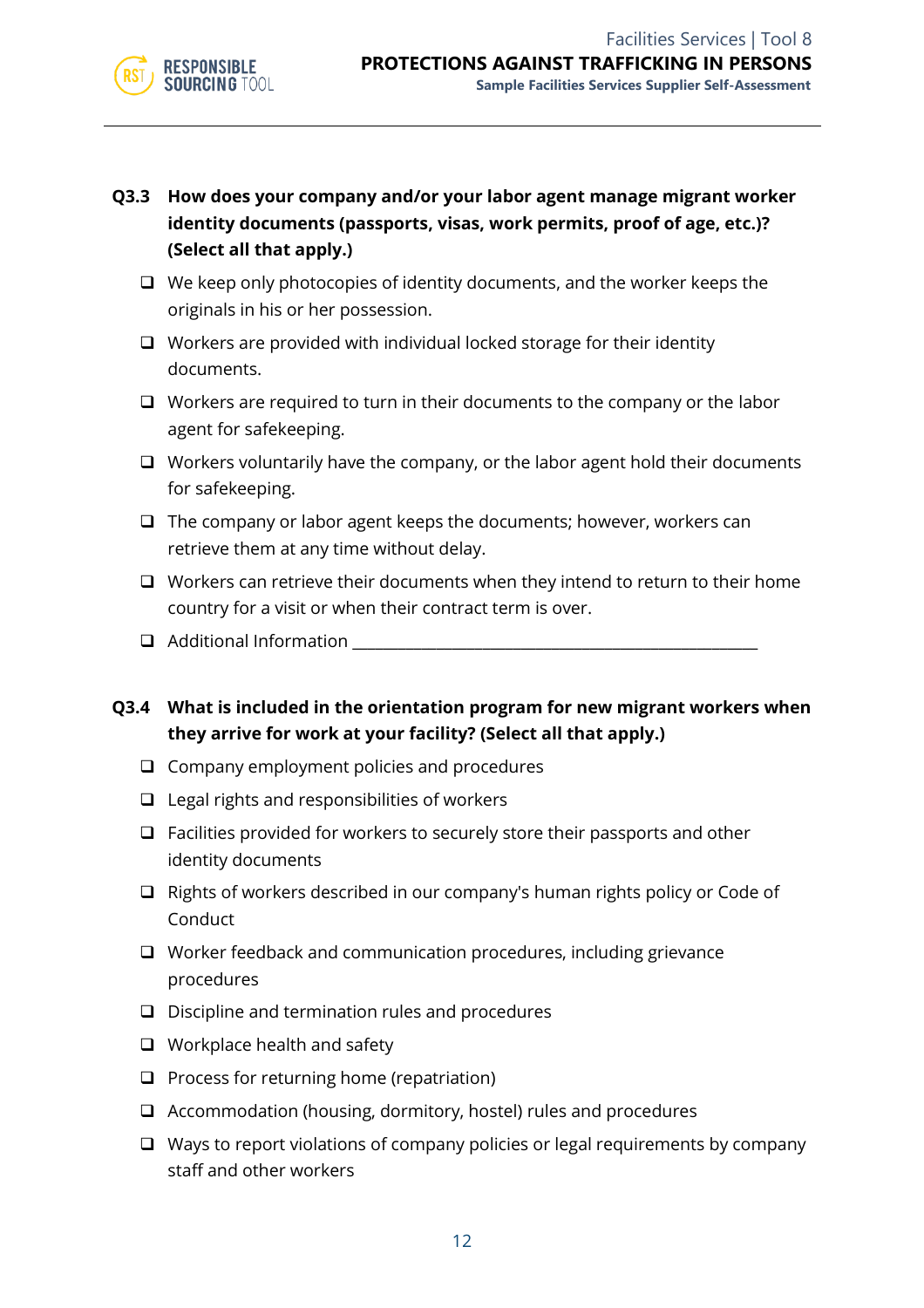**Q3.3 How does your company and/or your labor agent manage migrant worker identity documents (passports, visas, work permits, proof of age, etc.)? (Select all that apply.)**

- ☐ We keep only photocopies of identity documents, and the worker keeps the originals in his or her possession.
- ☐ Workers are provided with individual locked storage for their identity documents.
- ☐ Workers are required to turn in their documents to the company or the labor agent for safekeeping.
- ☐ Workers voluntarily have the company, or the labor agent hold their documents for safekeeping.
- ☐ The company or labor agent keeps the documents; however, workers can retrieve them at any time without delay.
- ☐ Workers can retrieve their documents when they intend to return to their home country for a visit or when their contract term is over.
- ☐ Additional Information ______________________________________________

**Q3.4 What is included in the orientation program for new migrant workers when they arrive for work at your facility? (Select all that apply.)**

- ☐ Company employment policies and procedures
- ☐ Legal rights and responsibilities of workers
- ☐ Facilities provided for workers to securely store their passports and other identity documents
- ☐ Rights of workers described in our company's human rights policy or Code of Conduct
- ☐ Worker feedback and communication procedures, including grievance procedures
- ☐ Discipline and termination rules and procedures
- ☐ Workplace health and safety
- ☐ Process for returning home (repatriation)
- ☐ Accommodation (housing, dormitory, hostel) rules and procedures
- ☐ Ways to report violations of company policies or legal requirements by company staff and other workers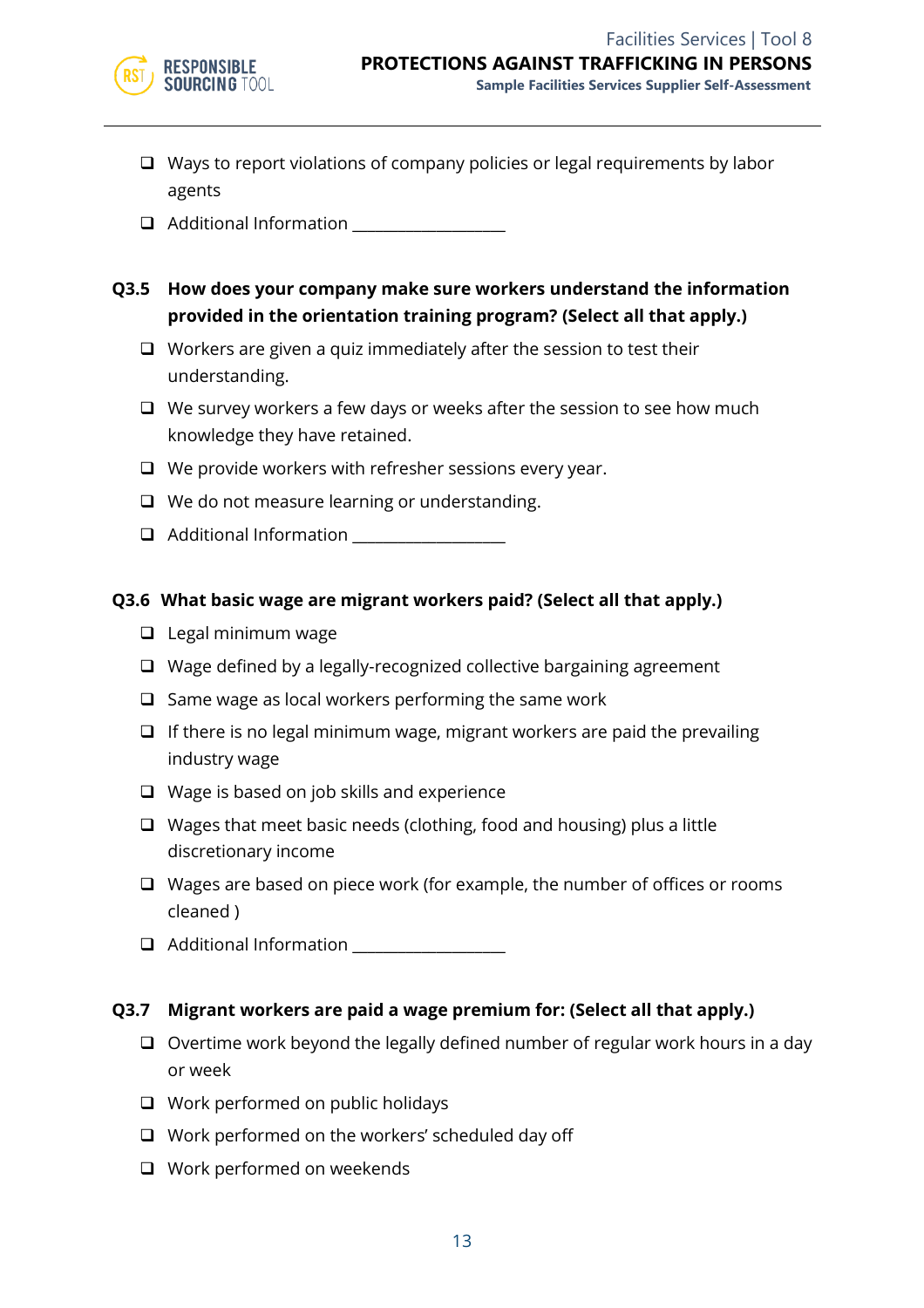- ❑ Ways to report violations of company policies or legal requirements by labor agents
- ❑ Additional Information ___________________

**Q3.5 How does your company make sure workers understand the information provided in the orientation training program? (Select all that apply.)**

- ❑ Workers are given a quiz immediately after the session to test their understanding.
- ❑ We survey workers a few days or weeks after the session to see how much knowledge they have retained.
- ❑ We provide workers with refresher sessions every year.
- ❑ We do not measure learning or understanding.
- ❑ Additional Information ___________________

**Q3.6 What basic wage are migrant workers paid? (Select all that apply.)**

- ❑ Legal minimum wage
- ❑ Wage defined by a legally-recognized collective bargaining agreement
- ❑ Same wage as local workers performing the same work
- ❑ If there is no legal minimum wage, migrant workers are paid the prevailing industry wage
- ❑ Wage is based on job skills and experience
- ❑ Wages that meet basic needs (clothing, food and housing) plus a little discretionary income
- ❑ Wages are based on piece work (for example, the number of offices or rooms cleaned )
- ❑ Additional Information ___________________

**Q3.7 Migrant workers are paid a wage premium for: (Select all that apply.)**

- ❑ Overtime work beyond the legally defined number of regular work hours in a day or week
- ❑ Work performed on public holidays
- ❑ Work performed on the workers' scheduled day off
- ❑ Work performed on weekends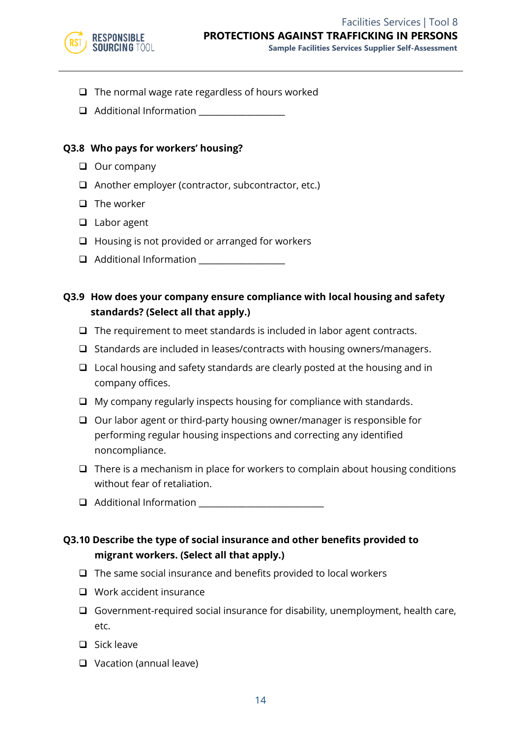- ❑ The normal wage rate regardless of hours worked
- ❑ Additional Information ___________________

**Q3.8 Who pays for workers' housing?**

- ❑ Our company
- ❑ Another employer (contractor, subcontractor, etc.)
- ❑ The worker
- ❑ Labor agent
- ❑ Housing is not provided or arranged for workers
- ❑ Additional Information ___________________

**Q3.9 How does your company ensure compliance with local housing and safety standards? (Select all that apply.)**

- ❑ The requirement to meet standards is included in labor agent contracts.
- ❑ Standards are included in leases/contracts with housing owners/managers.
- ❑ Local housing and safety standards are clearly posted at the housing and in company offices.
- ❑ My company regularly inspects housing for compliance with standards.
- ❑ Our labor agent or third-party housing owner/manager is responsible for performing regular housing inspections and correcting any identified noncompliance.
- ❑ There is a mechanism in place for workers to complain about housing conditions without fear of retaliation.
- ❑ Additional Information ___________________________

**Q3.10 Describe the type of social insurance and other benefits provided to migrant workers. (Select all that apply.)**

- ❑ The same social insurance and benefits provided to local workers
- ❑ Work accident insurance
- ❑ Government-required social insurance for disability, unemployment, health care, etc.
- ❑ Sick leave
- ❑ Vacation (annual leave)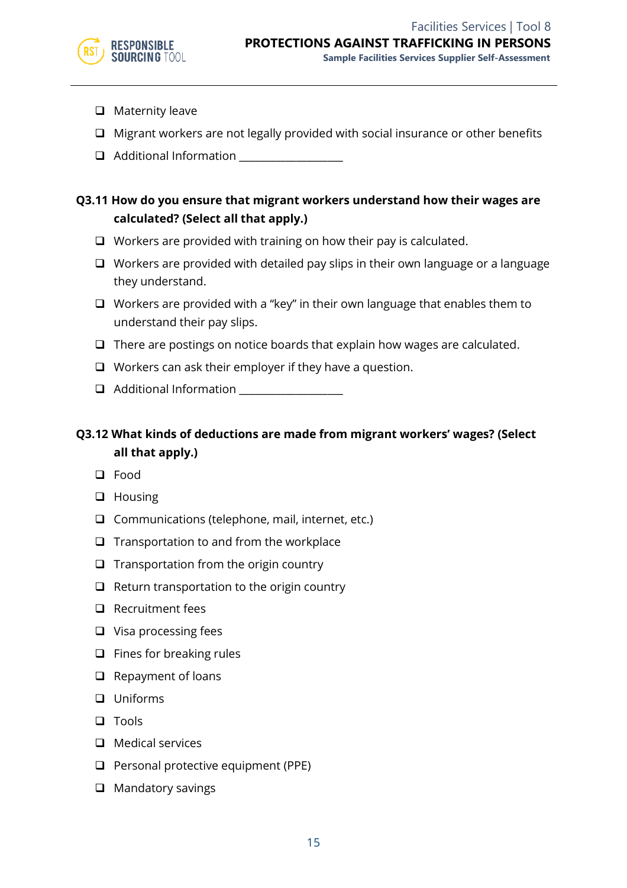- ❑ Maternity leave
- ❑ Migrant workers are not legally provided with social insurance or other benefits
- ❑ Additional Information ___________________

**Q3.11 How do you ensure that migrant workers understand how their wages are calculated? (Select all that apply.)**

- ❑ Workers are provided with training on how their pay is calculated.
- ❑ Workers are provided with detailed pay slips in their own language or a language they understand.
- ❑ Workers are provided with a "key" in their own language that enables them to understand their pay slips.
- ❑ There are postings on notice boards that explain how wages are calculated.
- ❑ Workers can ask their employer if they have a question.
- ❑ Additional Information ___________________

**Q3.12 What kinds of deductions are made from migrant workers' wages? (Select all that apply.)**

- ❑ Food
- ❑ Housing
- ❑ Communications (telephone, mail, internet, etc.)
- ❑ Transportation to and from the workplace
- ❑ Transportation from the origin country
- ❑ Return transportation to the origin country
- ❑ Recruitment fees
- ❑ Visa processing fees
- ❑ Fines for breaking rules
- ❑ Repayment of loans
- ❑ Uniforms
- ❑ Tools
- ❑ Medical services
- ❑ Personal protective equipment (PPE)
- ❑ Mandatory savings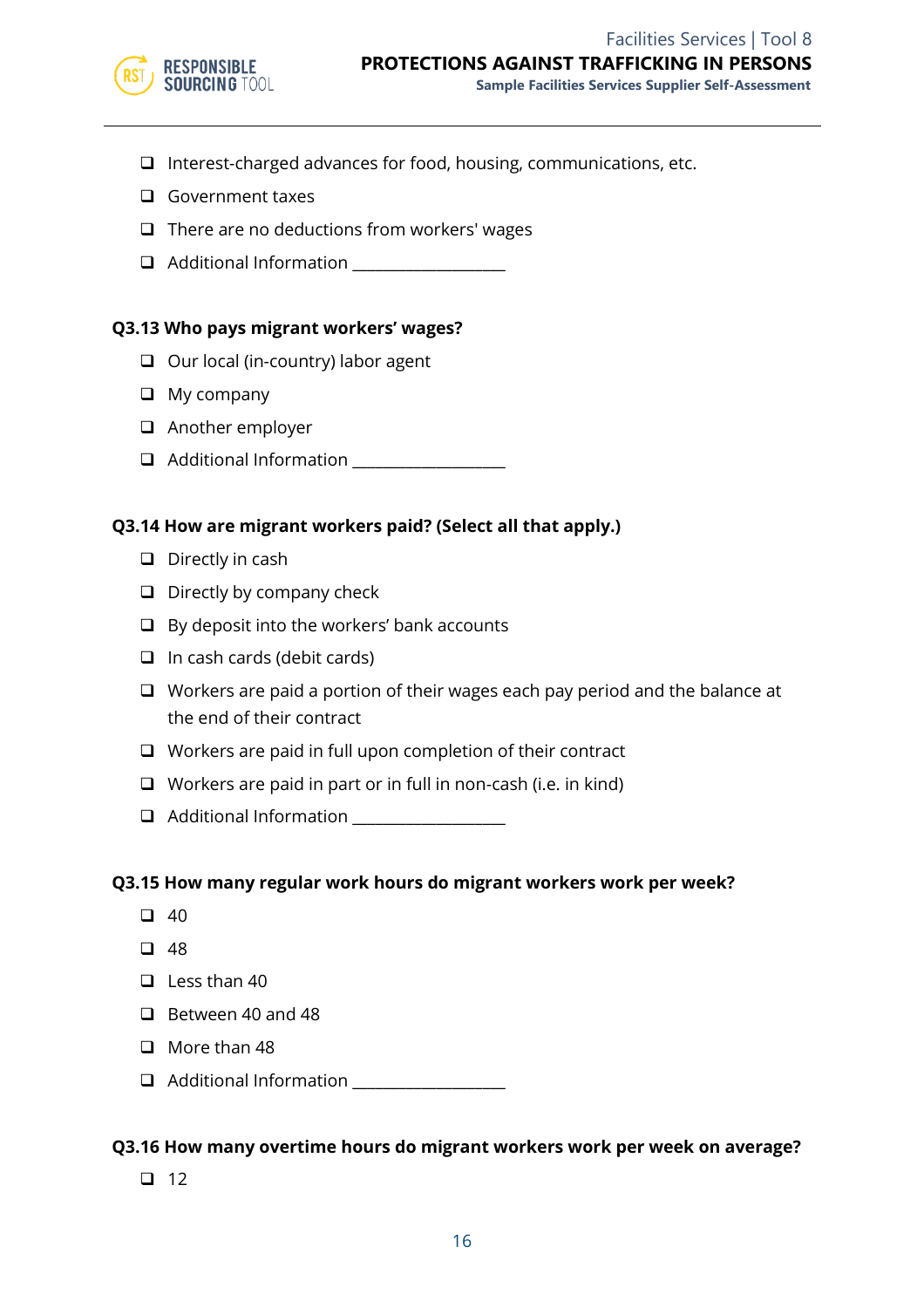- ❑ Interest-charged advances for food, housing, communications, etc.
- ❑ Government taxes
- ❑ There are no deductions from workers' wages
- ❑ Additional Information ___________________

**Q3.13 Who pays migrant workers' wages?**

- ❑ Our local (in-country) labor agent
- ❑ My company
- ❑ Another employer
- ❑ Additional Information ___________________

**Q3.14 How are migrant workers paid? (Select all that apply.)**

- ❑ Directly in cash
- ❑ Directly by company check
- ❑ By deposit into the workers' bank accounts
- ❑ In cash cards (debit cards)
- ❑ Workers are paid a portion of their wages each pay period and the balance at the end of their contract
- ❑ Workers are paid in full upon completion of their contract
- ❑ Workers are paid in part or in full in non-cash (i.e. in kind)
- ❑ Additional Information ___________________

**Q3.15 How many regular work hours do migrant workers work per week?**

- ❑ 40
- ❑ 48
- ❑ Less than 40
- ❑ Between 40 and 48
- ❑ More than 48
- ❑ Additional Information ___________________

**Q3.16 How many overtime hours do migrant workers work per week on average?**

- ❑ 12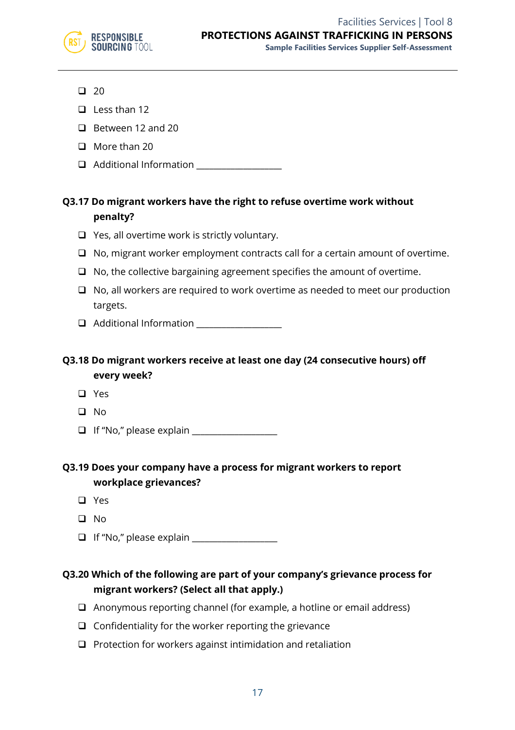- ❑ 20
- ❑ Less than 12
- ❑ Between 12 and 20
- ❑ More than 20
- ❑ Additional Information ___________________

**Q3.17 Do migrant workers have the right to refuse overtime work without penalty?**

- ❑ Yes, all overtime work is strictly voluntary.
- ❑ No, migrant worker employment contracts call for a certain amount of overtime.
- ❑ No, the collective bargaining agreement specifies the amount of overtime.
- ❑ No, all workers are required to work overtime as needed to meet our production targets.
- ❑ Additional Information ___________________

**Q3.18 Do migrant workers receive at least one day (24 consecutive hours) off every week?**

- ❑ Yes
- ❑ No
- ❑ If "No," please explain ___________________

**Q3.19 Does your company have a process for migrant workers to report workplace grievances?**

- ❑ Yes
- ❑ No
- ❑ If "No," please explain ___________________

**Q3.20 Which of the following are part of your company's grievance process for migrant workers? (Select all that apply.)**

- ❑ Anonymous reporting channel (for example, a hotline or email address)
- ❑ Confidentiality for the worker reporting the grievance
- ❑ Protection for workers against intimidation and retaliation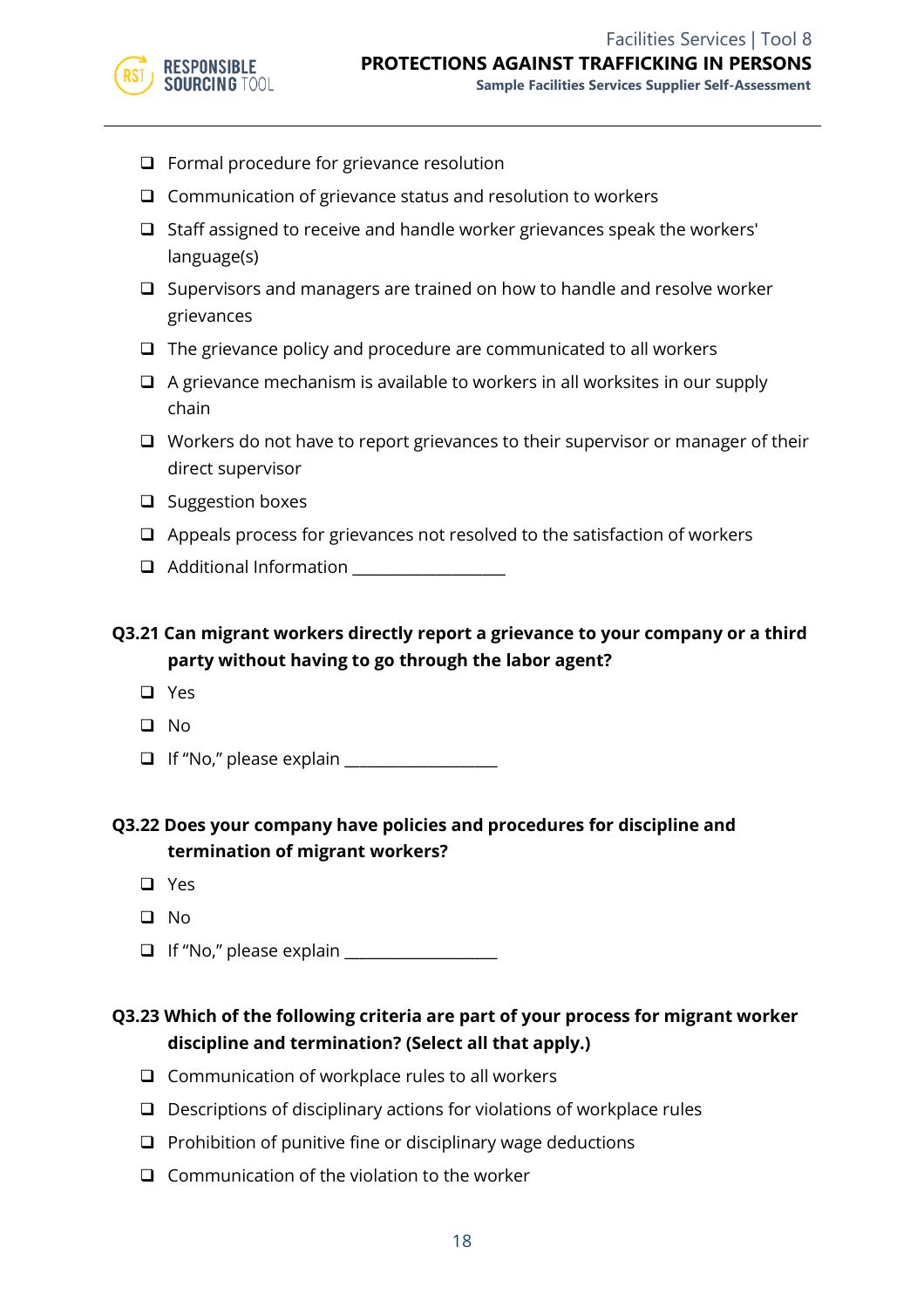- ❑ Formal procedure for grievance resolution
- ❑ Communication of grievance status and resolution to workers
- ❑ Staff assigned to receive and handle worker grievances speak the workers' language(s)
- ❑ Supervisors and managers are trained on how to handle and resolve worker grievances
- ❑ The grievance policy and procedure are communicated to all workers
- ❑ A grievance mechanism is available to workers in all worksites in our supply chain
- ❑ Workers do not have to report grievances to their supervisor or manager of their direct supervisor
- ❑ Suggestion boxes
- ❑ Appeals process for grievances not resolved to the satisfaction of workers
- ❑ Additional Information ___________________

**Q3.21 Can migrant workers directly report a grievance to your company or a third party without having to go through the labor agent?**

- ❑ Yes
- ❑ No
- ❑ If "No," please explain ___________________

**Q3.22 Does your company have policies and procedures for discipline and termination of migrant workers?**

- ❑ Yes
- ❑ No
- ❑ If "No," please explain ___________________

**Q3.23 Which of the following criteria are part of your process for migrant worker discipline and termination? (Select all that apply.)**

- ❑ Communication of workplace rules to all workers
- ❑ Descriptions of disciplinary actions for violations of workplace rules
- ❑ Prohibition of punitive fine or disciplinary wage deductions
- ❑ Communication of the violation to the worker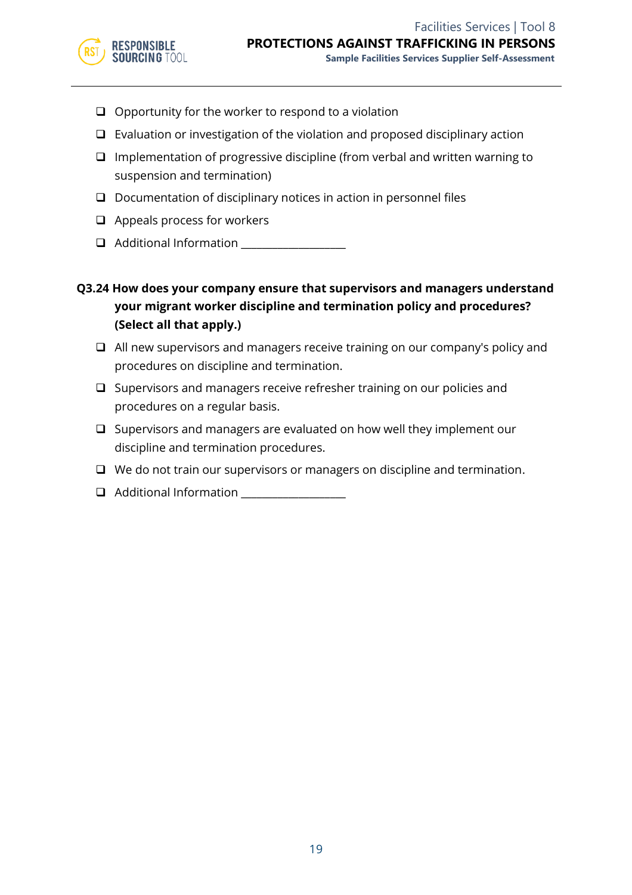- ❑ Opportunity for the worker to respond to a violation
- ❑ Evaluation or investigation of the violation and proposed disciplinary action
- ❑ Implementation of progressive discipline (from verbal and written warning to suspension and termination)
- ❑ Documentation of disciplinary notices in action in personnel files
- ❑ Appeals process for workers
- ❑ Additional Information ___________________

**Q3.24 How does your company ensure that supervisors and managers understand your migrant worker discipline and termination policy and procedures? (Select all that apply.)**

- ❑ All new supervisors and managers receive training on our company's policy and procedures on discipline and termination.
- ❑ Supervisors and managers receive refresher training on our policies and procedures on a regular basis.
- ❑ Supervisors and managers are evaluated on how well they implement our discipline and termination procedures.
- ❑ We do not train our supervisors or managers on discipline and termination.
- ❑ Additional Information ___________________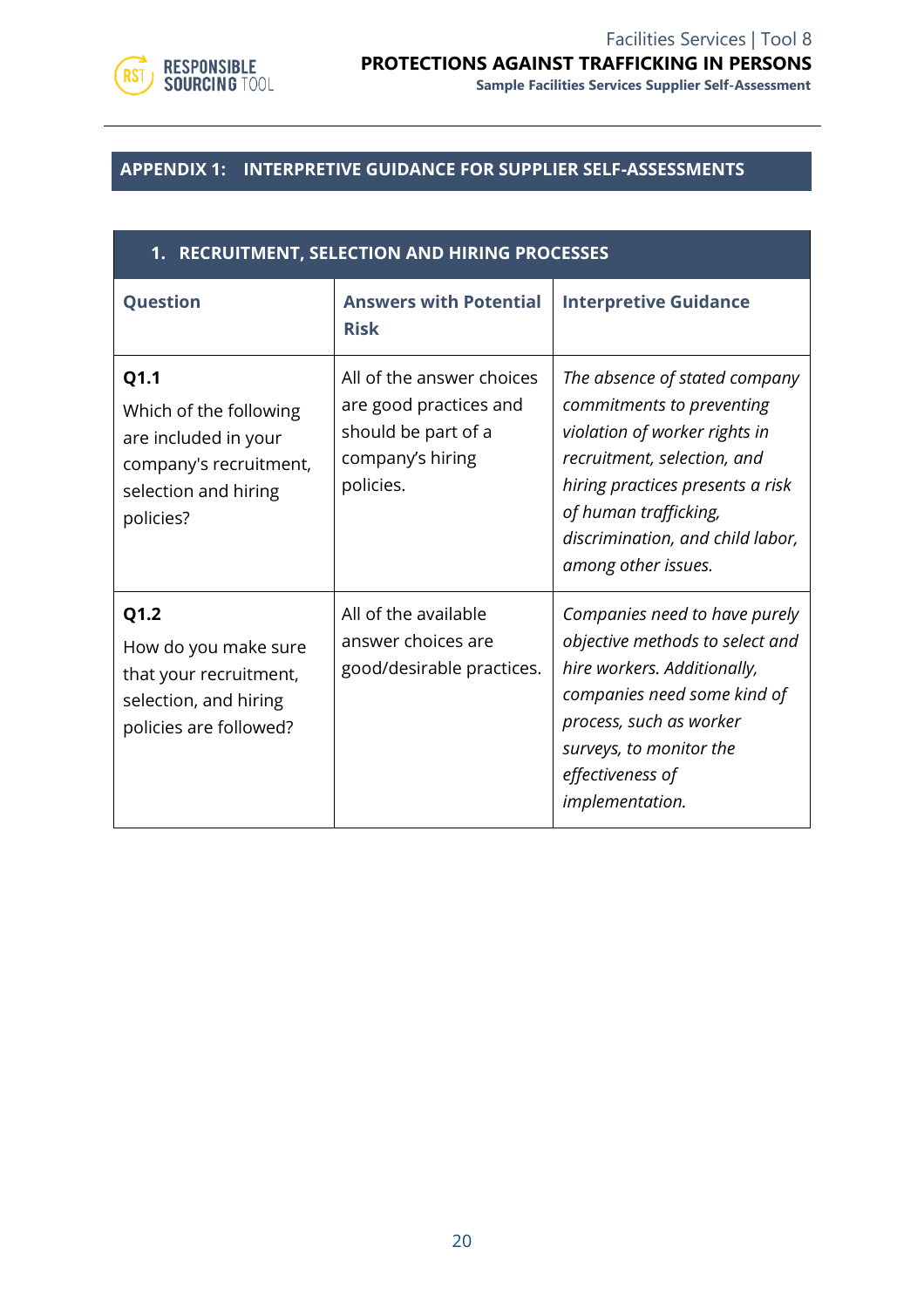## APPENDIX 1: INTERPRETIVE GUIDANCE FOR SUPPLIER SELF-ASSESSMENTS

### 1. RECRUITMENT, SELECTION AND HIRING PROCESSES

| Question | Answers with Potential Risk | Interpretive Guidance |
|---|---|---|
| **Q1.1** Which of the following are included in your company's recruitment, selection and hiring policies? | All of the answer choices are good practices and should be part of a company's hiring policies. | *The absence of stated company commitments to preventing violation of worker rights in recruitment, selection, and hiring practices presents a risk of human trafficking, discrimination, and child labor, among other issues.* |
| **Q1.2** How do you make sure that your recruitment, selection, and hiring policies are followed? | All of the available answer choices are good/desirable practices. | *Companies need to have purely objective methods to select and hire workers. Additionally, companies need some kind of process, such as worker surveys, to monitor the effectiveness of implementation.* |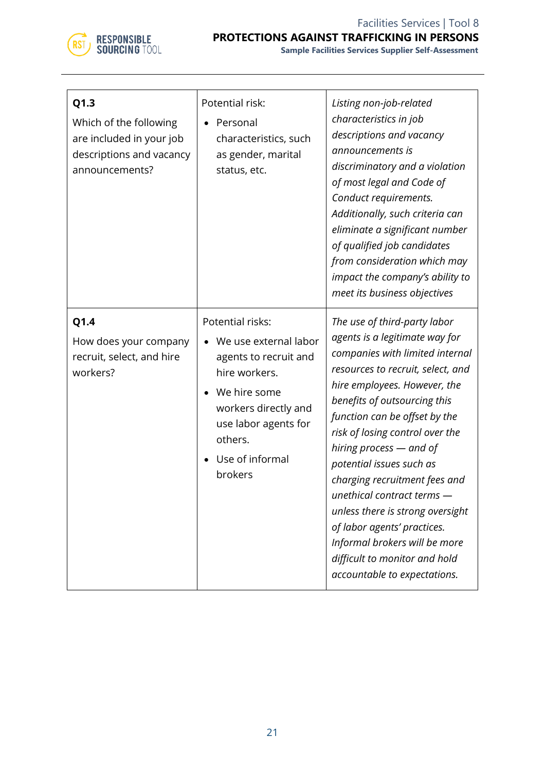| **Q1.3**<br>Which of the following are included in your job descriptions and vacancy announcements? | Potential risk:<br>• Personal characteristics, such as gender, marital status, etc. | *Listing non-job-related characteristics in job descriptions and vacancy announcements is discriminatory and a violation of most legal and Code of Conduct requirements. Additionally, such criteria can eliminate a significant number of qualified job candidates from consideration which may impact the company's ability to meet its business objectives* |
|---|---|---|
| **Q1.4**<br>How does your company recruit, select, and hire workers? | Potential risks:<br>• We use external labor agents to recruit and hire workers.<br>• We hire some workers directly and use labor agents for others.<br>• Use of informal brokers | *The use of third-party labor agents is a legitimate way for companies with limited internal resources to recruit, select, and hire employees. However, the benefits of outsourcing this function can be offset by the risk of losing control over the hiring process — and of potential issues such as charging recruitment fees and unethical contract terms — unless there is strong oversight of labor agents' practices. Informal brokers will be more difficult to monitor and hold accountable to expectations.* |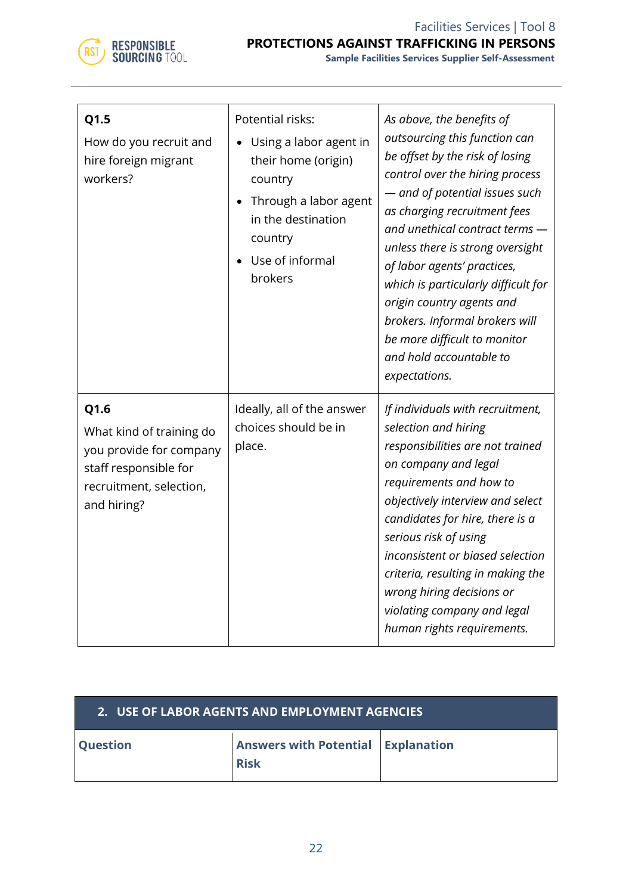| | | |
|---|---|---|
| **Q1.5**<br>How do you recruit and hire foreign migrant workers? | Potential risks:<br>• Using a labor agent in their home (origin) country<br>• Through a labor agent in the destination country<br>• Use of informal brokers | *As above, the benefits of outsourcing this function can be offset by the risk of losing control over the hiring process — and of potential issues such as charging recruitment fees and unethical contract terms — unless there is strong oversight of labor agents' practices, which is particularly difficult for origin country agents and brokers. Informal brokers will be more difficult to monitor and hold accountable to expectations.* |
| **Q1.6**<br>What kind of training do you provide for company staff responsible for recruitment, selection, and hiring? | Ideally, all of the answer choices should be in place. | *If individuals with recruitment, selection and hiring responsibilities are not trained on company and legal requirements and how to objectively interview and select candidates for hire, there is a serious risk of using inconsistent or biased selection criteria, resulting in making the wrong hiring decisions or violating company and legal human rights requirements.* |

## 2. USE OF LABOR AGENTS AND EMPLOYMENT AGENCIES

| Question | Answers with Potential Risk | Explanation |
|---|---|---|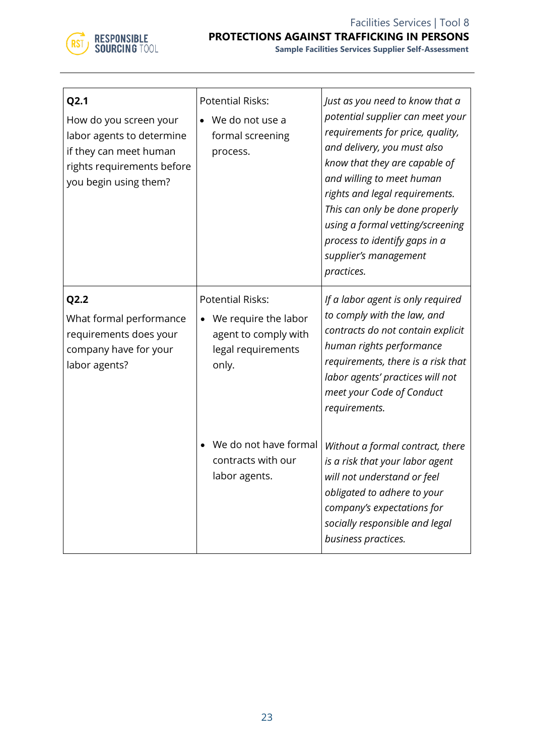| **Q2.1**<br>How do you screen your labor agents to determine if they can meet human rights requirements before you begin using them? | Potential Risks:<br>• We do not use a formal screening process. | *Just as you need to know that a potential supplier can meet your requirements for price, quality, and delivery, you must also know that they are capable of and willing to meet human rights and legal requirements. This can only be done properly using a formal vetting/screening process to identify gaps in a supplier's management practices.* |
|---|---|---|
| **Q2.2**<br>What formal performance requirements does your company have for your labor agents? | Potential Risks:<br>• We require the labor agent to comply with legal requirements only. | *If a labor agent is only required to comply with the law, and contracts do not contain explicit human rights performance requirements, there is a risk that labor agents' practices will not meet your Code of Conduct requirements.* |
| | • We do not have formal contracts with our labor agents. | *Without a formal contract, there is a risk that your labor agent will not understand or feel obligated to adhere to your company's expectations for socially responsible and legal business practices.* |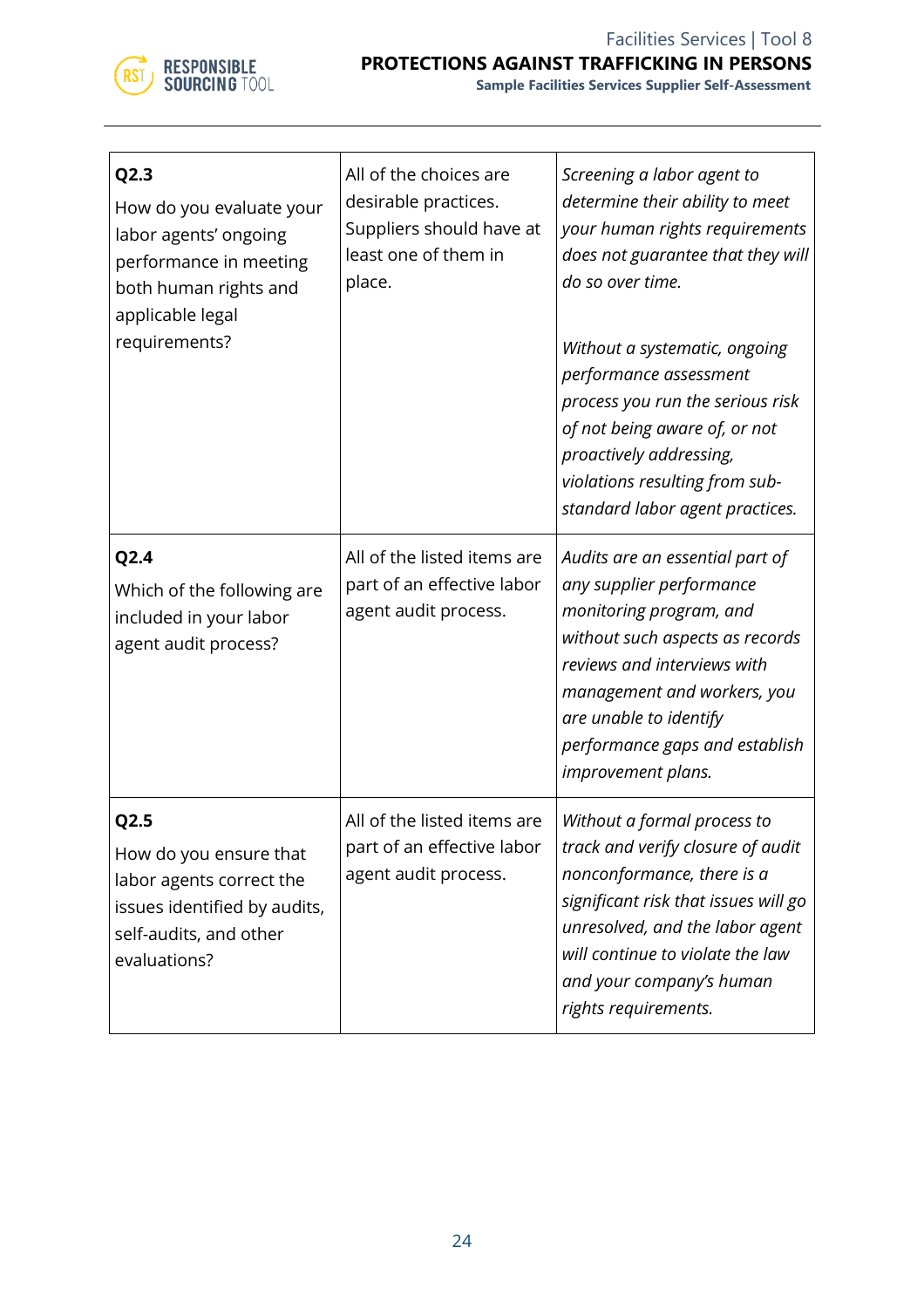| | | |
|---|---|---|
| **Q2.3**<br>How do you evaluate your labor agents' ongoing performance in meeting both human rights and applicable legal requirements? | All of the choices are desirable practices. Suppliers should have at least one of them in place. | *Screening a labor agent to determine their ability to meet your human rights requirements does not guarantee that they will do so over time.*<br><br>*Without a systematic, ongoing performance assessment process you run the serious risk of not being aware of, or not proactively addressing, violations resulting from sub-standard labor agent practices.* |
| **Q2.4**<br>Which of the following are included in your labor agent audit process? | All of the listed items are part of an effective labor agent audit process. | *Audits are an essential part of any supplier performance monitoring program, and without such aspects as records reviews and interviews with management and workers, you are unable to identify performance gaps and establish improvement plans.* |
| **Q2.5**<br>How do you ensure that labor agents correct the issues identified by audits, self-audits, and other evaluations? | All of the listed items are part of an effective labor agent audit process. | *Without a formal process to track and verify closure of audit nonconformance, there is a significant risk that issues will go unresolved, and the labor agent will continue to violate the law and your company's human rights requirements.* |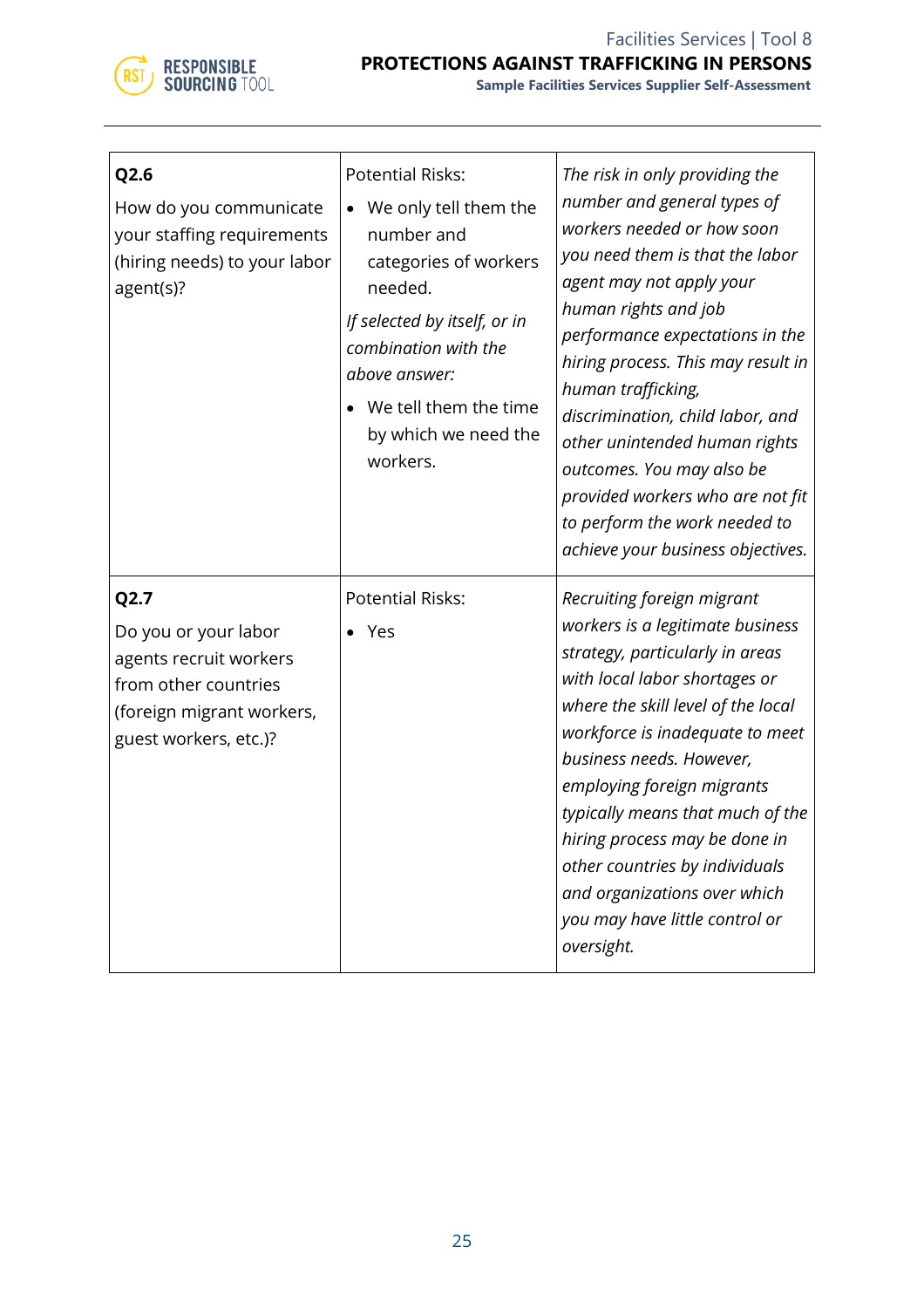| | | |
|---|---|---|
| **Q2.6**<br>How do you communicate your staffing requirements (hiring needs) to your labor agent(s)? | Potential Risks:<br>• We only tell them the number and categories of workers needed.<br>*If selected by itself, or in combination with the above answer:*<br>• We tell them the time by which we need the workers. | *The risk in only providing the number and general types of workers needed or how soon you need them is that the labor agent may not apply your human rights and job performance expectations in the hiring process. This may result in human trafficking, discrimination, child labor, and other unintended human rights outcomes. You may also be provided workers who are not fit to perform the work needed to achieve your business objectives.* |
| **Q2.7**<br>Do you or your labor agents recruit workers from other countries (foreign migrant workers, guest workers, etc.)? | Potential Risks:<br>• Yes | *Recruiting foreign migrant workers is a legitimate business strategy, particularly in areas with local labor shortages or where the skill level of the local workforce is inadequate to meet business needs. However, employing foreign migrants typically means that much of the hiring process may be done in other countries by individuals and organizations over which you may have little control or oversight.* |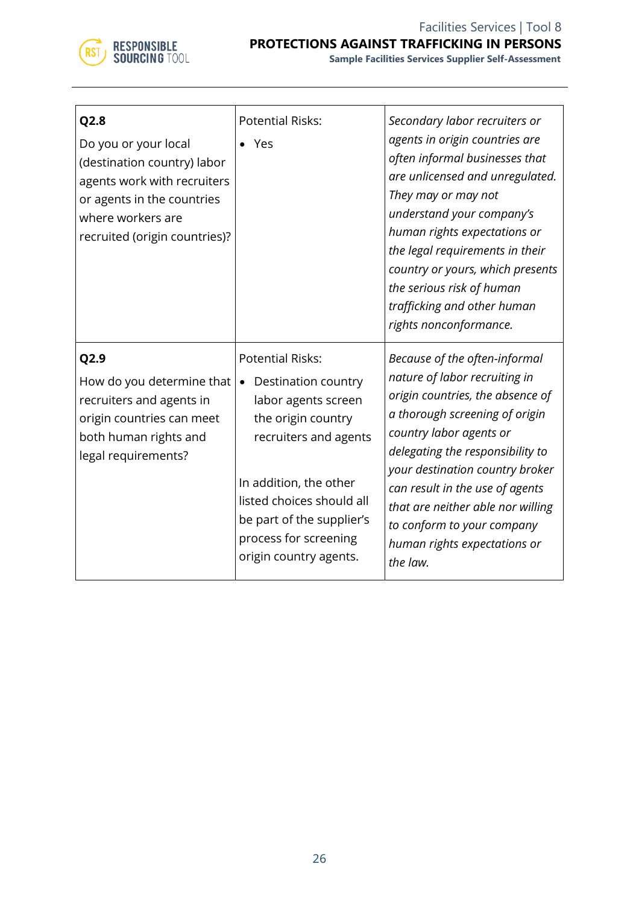| | | |
|---|---|---|
| **Q2.8**<br>Do you or your local (destination country) labor agents work with recruiters or agents in the countries where workers are recruited (origin countries)? | Potential Risks:<br>• Yes | *Secondary labor recruiters or agents in origin countries are often informal businesses that are unlicensed and unregulated. They may or may not understand your company's human rights expectations or the legal requirements in their country or yours, which presents the serious risk of human trafficking and other human rights nonconformance.* |
| **Q2.9**<br>How do you determine that recruiters and agents in origin countries can meet both human rights and legal requirements? | Potential Risks:<br>• Destination country labor agents screen the origin country recruiters and agents<br><br>In addition, the other listed choices should all be part of the supplier's process for screening origin country agents. | *Because of the often-informal nature of labor recruiting in origin countries, the absence of a thorough screening of origin country labor agents or delegating the responsibility to your destination country broker can result in the use of agents that are neither able nor willing to conform to your company human rights expectations or the law.* |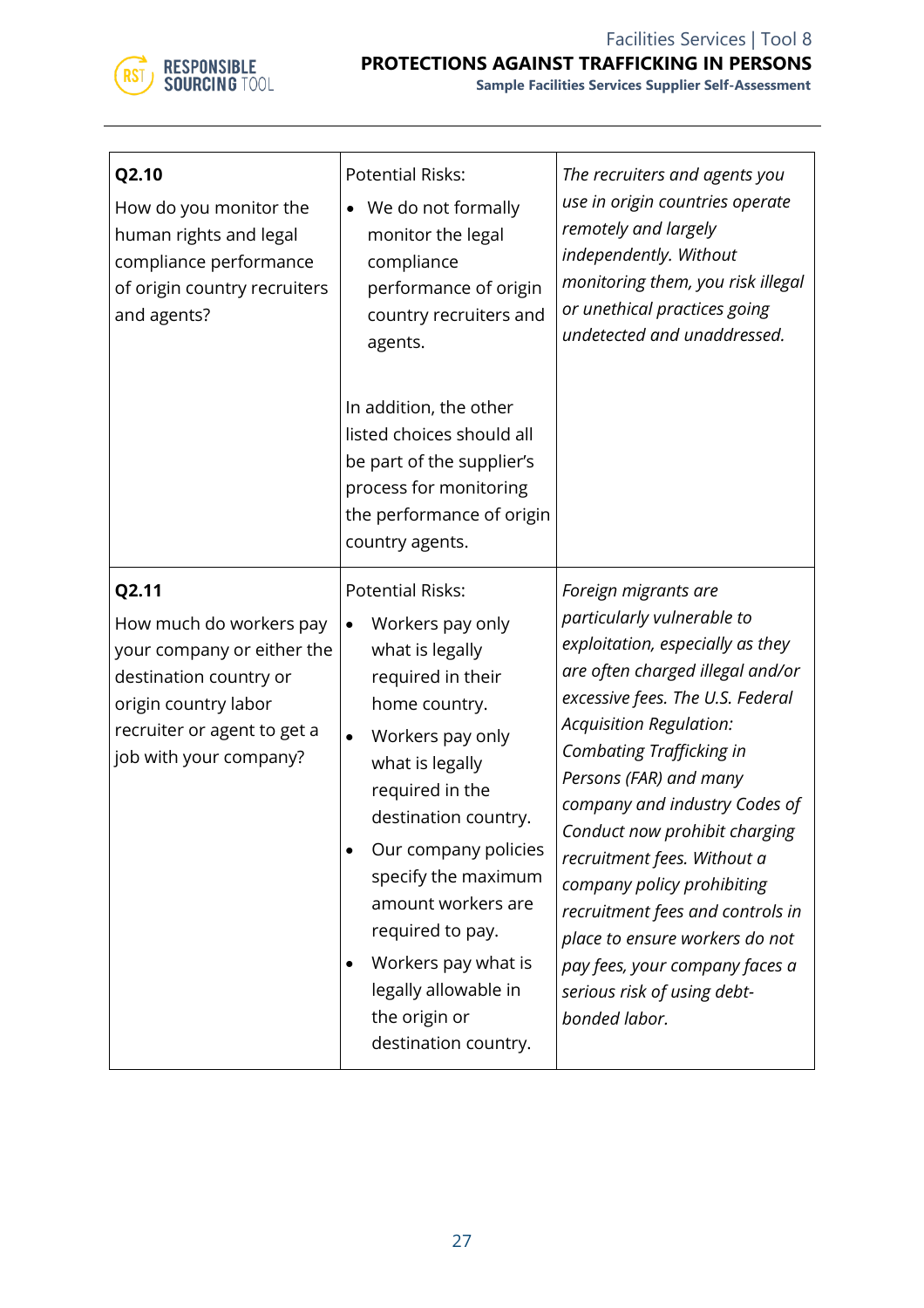| | | |
|---|---|---|
| **Q2.10**<br>How do you monitor the human rights and legal compliance performance of origin country recruiters and agents? | Potential Risks:<br>• We do not formally monitor the legal compliance performance of origin country recruiters and agents.<br><br>In addition, the other listed choices should all be part of the supplier's process for monitoring the performance of origin country agents. | *The recruiters and agents you use in origin countries operate remotely and largely independently. Without monitoring them, you risk illegal or unethical practices going undetected and unaddressed.* |
| **Q2.11**<br>How much do workers pay your company or either the destination country or origin country labor recruiter or agent to get a job with your company? | Potential Risks:<br>• Workers pay only what is legally required in their home country.<br>• Workers pay only what is legally required in the destination country.<br>• Our company policies specify the maximum amount workers are required to pay.<br>• Workers pay what is legally allowable in the origin or destination country. | *Foreign migrants are particularly vulnerable to exploitation, especially as they are often charged illegal and/or excessive fees. The U.S. Federal Acquisition Regulation: Combating Trafficking in Persons (FAR) and many company and industry Codes of Conduct now prohibit charging recruitment fees. Without a company policy prohibiting recruitment fees and controls in place to ensure workers do not pay fees, your company faces a serious risk of using debt-bonded labor.* |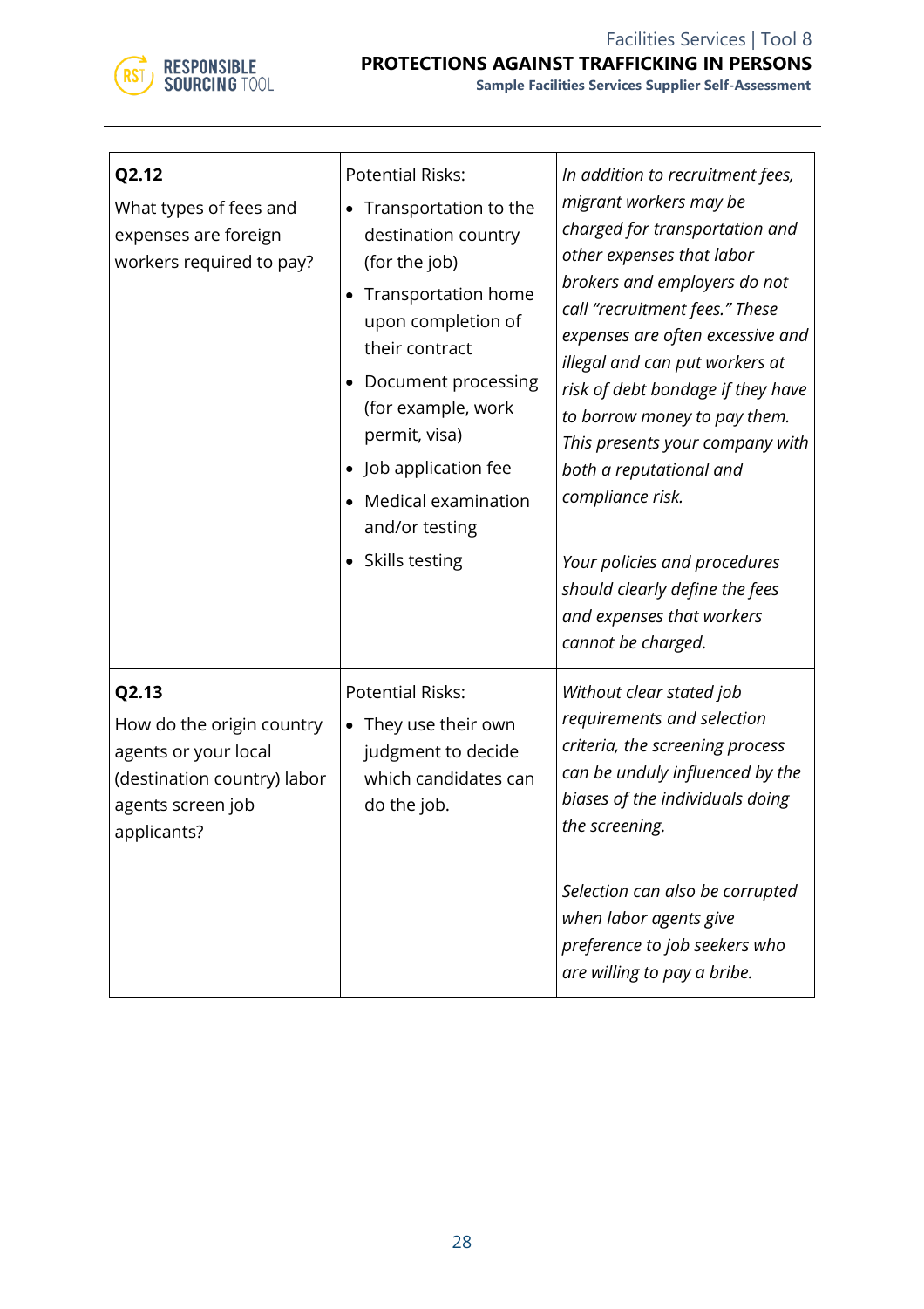| **Q2.12** What types of fees and expenses are foreign workers required to pay? | Potential Risks: <br>• Transportation to the destination country (for the job)<br>• Transportation home upon completion of their contract<br>• Document processing (for example, work permit, visa)<br>• Job application fee<br>• Medical examination and/or testing<br>• Skills testing | *In addition to recruitment fees, migrant workers may be charged for transportation and other expenses that labor brokers and employers do not call "recruitment fees." These expenses are often excessive and illegal and can put workers at risk of debt bondage if they have to borrow money to pay them. This presents your company with both a reputational and compliance risk.*<br><br>*Your policies and procedures should clearly define the fees and expenses that workers cannot be charged.* |
|---|---|---|
| **Q2.13** How do the origin country agents or your local (destination country) labor agents screen job applicants? | Potential Risks: <br>• They use their own judgment to decide which candidates can do the job. | *Without clear stated job requirements and selection criteria, the screening process can be unduly influenced by the biases of the individuals doing the screening.*<br><br>*Selection can also be corrupted when labor agents give preference to job seekers who are willing to pay a bribe.* |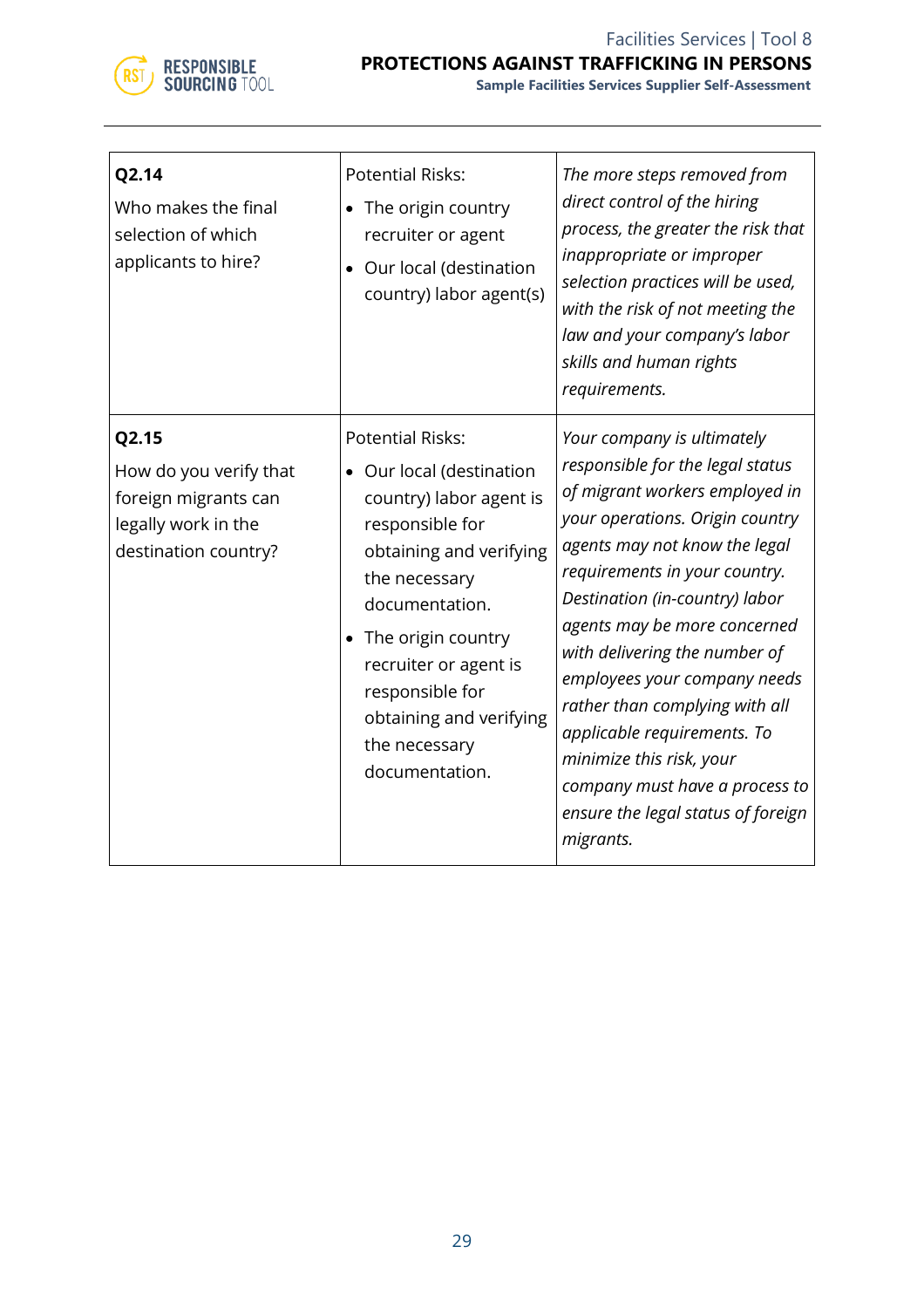| **Q2.14**<br>Who makes the final selection of which applicants to hire? | Potential Risks:<br>• The origin country recruiter or agent<br>• Our local (destination country) labor agent(s) | *The more steps removed from direct control of the hiring process, the greater the risk that inappropriate or improper selection practices will be used, with the risk of not meeting the law and your company's labor skills and human rights requirements.* |
|---|---|---|
| **Q2.15**<br>How do you verify that foreign migrants can legally work in the destination country? | Potential Risks:<br>• Our local (destination country) labor agent is responsible for obtaining and verifying the necessary documentation.<br>• The origin country recruiter or agent is responsible for obtaining and verifying the necessary documentation. | *Your company is ultimately responsible for the legal status of migrant workers employed in your operations. Origin country agents may not know the legal requirements in your country. Destination (in-country) labor agents may be more concerned with delivering the number of employees your company needs rather than complying with all applicable requirements. To minimize this risk, your company must have a process to ensure the legal status of foreign migrants.* |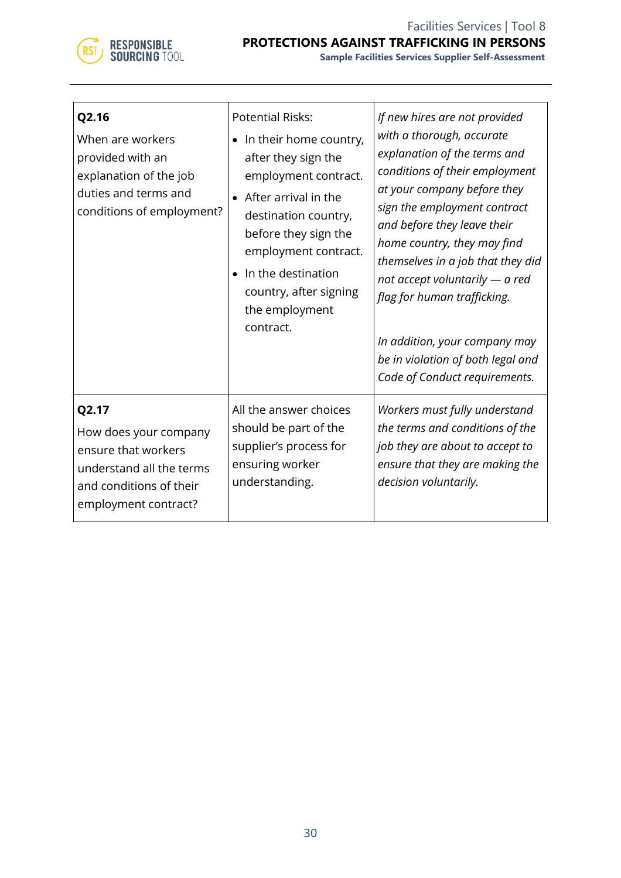| **Q2.16** When are workers provided with an explanation of the job duties and terms and conditions of employment? | Potential Risks:<br>• In their home country, after they sign the employment contract.<br>• After arrival in the destination country, before they sign the employment contract.<br>• In the destination country, after signing the employment contract. | *If new hires are not provided with a thorough, accurate explanation of the terms and conditions of their employment at your company before they sign the employment contract and before they leave their home country, they may find themselves in a job that they did not accept voluntarily — a red flag for human trafficking.*<br><br>*In addition, your company may be in violation of both legal and Code of Conduct requirements.* |
|---|---|---|
| **Q2.17** How does your company ensure that workers understand all the terms and conditions of their employment contract? | All the answer choices should be part of the supplier's process for ensuring worker understanding. | *Workers must fully understand the terms and conditions of the job they are about to accept to ensure that they are making the decision voluntarily.* |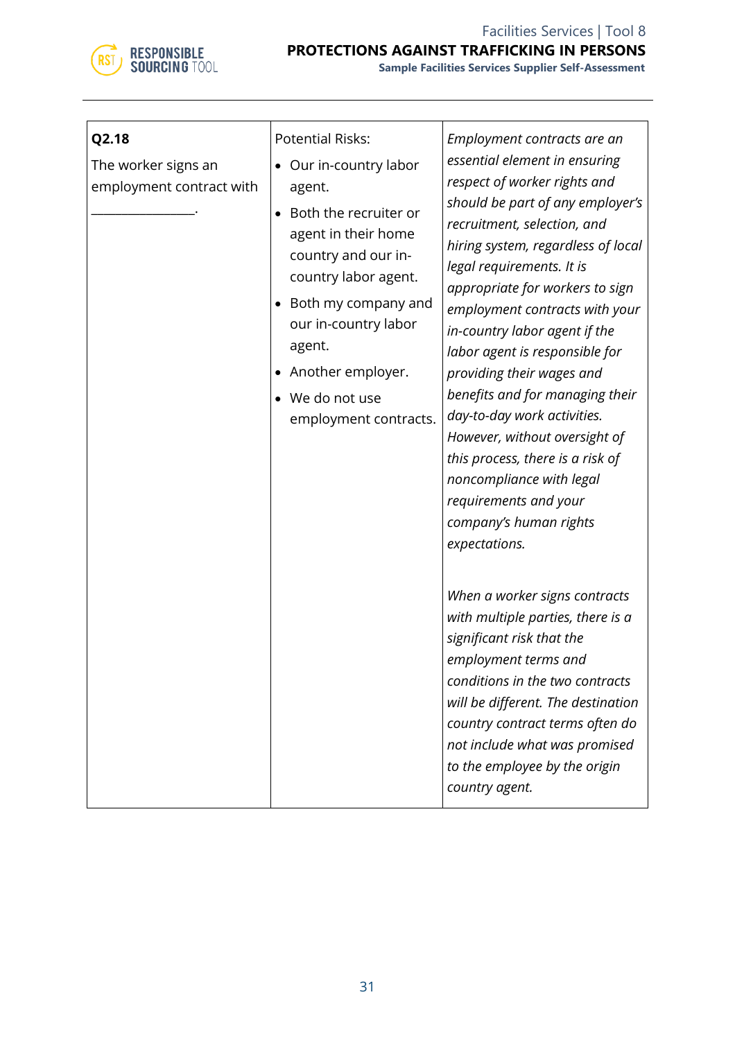| Q2.18<br>The worker signs an employment contract with ________________. | Potential Risks:<br>• Our in-country labor agent.<br>• Both the recruiter or agent in their home country and our in-country labor agent.<br>• Both my company and our in-country labor agent.<br>• Another employer.<br>• We do not use employment contracts. | *Employment contracts are an essential element in ensuring respect of worker rights and should be part of any employer's recruitment, selection, and hiring system, regardless of local legal requirements. It is appropriate for workers to sign employment contracts with your in-country labor agent if the labor agent is responsible for providing their wages and benefits and for managing their day-to-day work activities. However, without oversight of this process, there is a risk of noncompliance with legal requirements and your company's human rights expectations.*<br><br>*When a worker signs contracts with multiple parties, there is a significant risk that the employment terms and conditions in the two contracts will be different. The destination country contract terms often do not include what was promised to the employee by the origin country agent.* |
|---|---|---|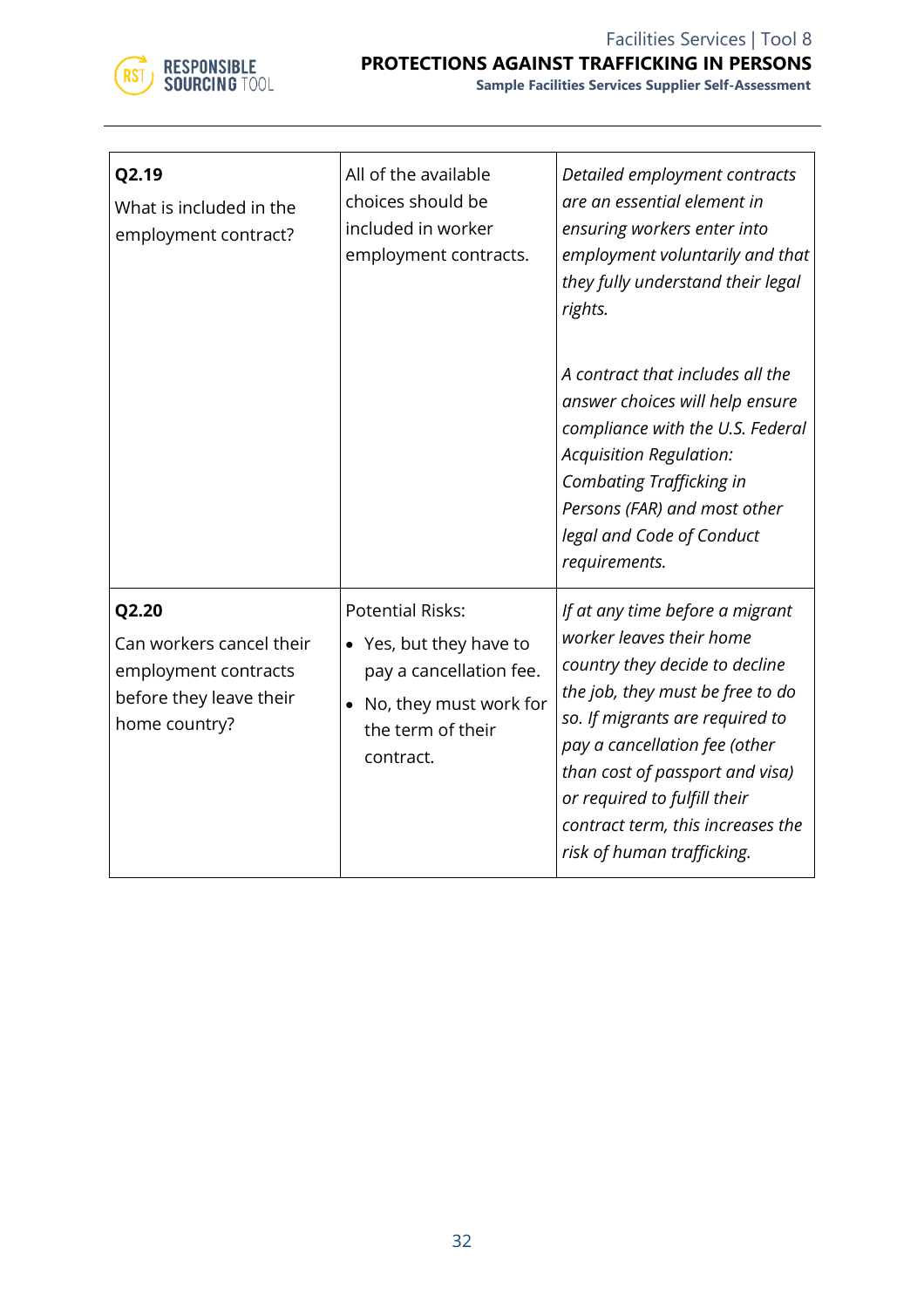| | | |
|---|---|---|
| **Q2.19**<br>What is included in the employment contract? | All of the available choices should be included in worker employment contracts. | *Detailed employment contracts are an essential element in ensuring workers enter into employment voluntarily and that they fully understand their legal rights.*<br><br>*A contract that includes all the answer choices will help ensure compliance with the U.S. Federal Acquisition Regulation: Combating Trafficking in Persons (FAR) and most other legal and Code of Conduct requirements.* |
| **Q2.20**<br>Can workers cancel their employment contracts before they leave their home country? | Potential Risks:<br>• Yes, but they have to pay a cancellation fee.<br>• No, they must work for the term of their contract. | *If at any time before a migrant worker leaves their home country they decide to decline the job, they must be free to do so. If migrants are required to pay a cancellation fee (other than cost of passport and visa) or required to fulfill their contract term, this increases the risk of human trafficking.* |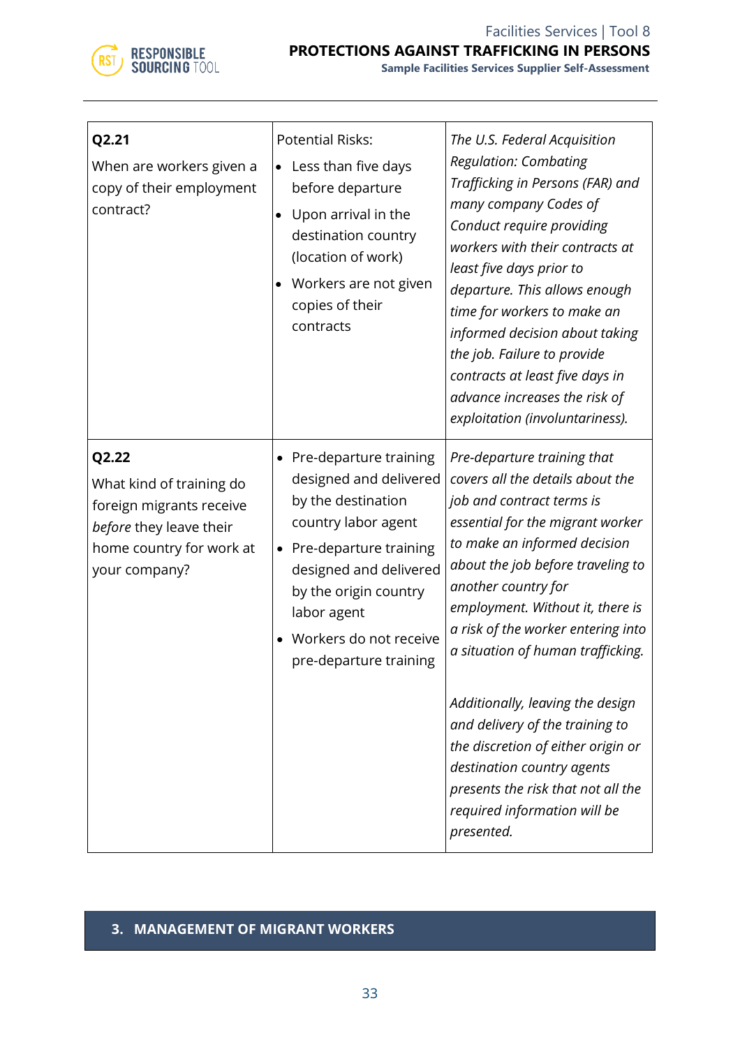| | | |
|---|---|---|
| **Q2.21**<br>When are workers given a copy of their employment contract? | Potential Risks:<br>• Less than five days before departure<br>• Upon arrival in the destination country (location of work)<br>• Workers are not given copies of their contracts | *The U.S. Federal Acquisition Regulation: Combating Trafficking in Persons (FAR) and many company Codes of Conduct require providing workers with their contracts at least five days prior to departure. This allows enough time for workers to make an informed decision about taking the job. Failure to provide contracts at least five days in advance increases the risk of exploitation (involuntariness).* |
| **Q2.22**<br>What kind of training do foreign migrants receive *before* they leave their home country for work at your company? | • Pre-departure training designed and delivered by the destination country labor agent<br>• Pre-departure training designed and delivered by the origin country labor agent<br>• Workers do not receive pre-departure training | *Pre-departure training that covers all the details about the job and contract terms is essential for the migrant worker to make an informed decision about the job before traveling to another country for employment. Without it, there is a risk of the worker entering into a situation of human trafficking.*<br><br>*Additionally, leaving the design and delivery of the training to the discretion of either origin or destination country agents presents the risk that not all the required information will be presented.* |

## 3. MANAGEMENT OF MIGRANT WORKERS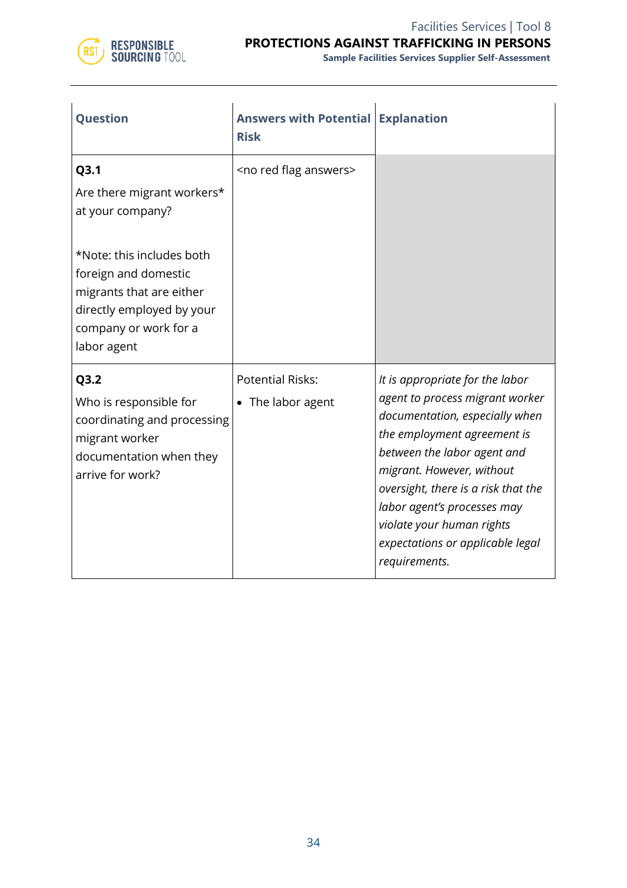| Question | Answers with Potential Risk | Explanation |
|---|---|---|
| **Q3.1**<br>Are there migrant workers* at your company?<br><br>*Note: this includes both foreign and domestic migrants that are either directly employed by your company or work for a labor agent | <no red flag answers> | |
| **Q3.2**<br>Who is responsible for coordinating and processing migrant worker documentation when they arrive for work? | Potential Risks:<br>• The labor agent | *It is appropriate for the labor agent to process migrant worker documentation, especially when the employment agreement is between the labor agent and migrant. However, without oversight, there is a risk that the labor agent's processes may violate your human rights expectations or applicable legal requirements.* |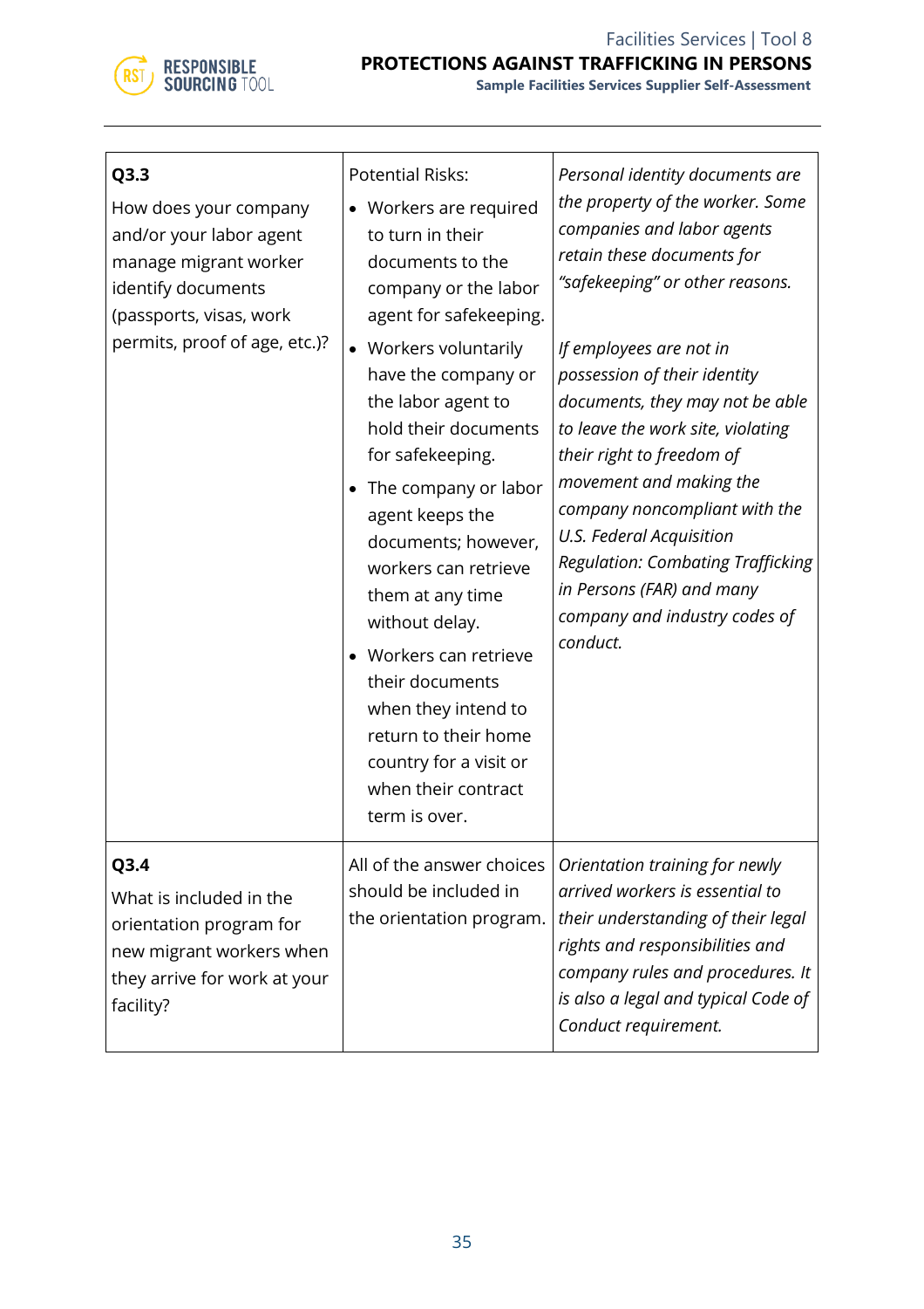| | | |
|---|---|---|
| **Q3.3**<br>How does your company and/or your labor agent manage migrant worker identify documents (passports, visas, work permits, proof of age, etc.)? | Potential Risks:<br>• Workers are required to turn in their documents to the company or the labor agent for safekeeping.<br>• Workers voluntarily have the company or the labor agent to hold their documents for safekeeping.<br>• The company or labor agent keeps the documents; however, workers can retrieve them at any time without delay.<br>• Workers can retrieve their documents when they intend to return to their home country for a visit or when their contract term is over. | *Personal identity documents are the property of the worker. Some companies and labor agents retain these documents for "safekeeping" or other reasons.*<br><br>*If employees are not in possession of their identity documents, they may not be able to leave the work site, violating their right to freedom of movement and making the company noncompliant with the U.S. Federal Acquisition Regulation: Combating Trafficking in Persons (FAR) and many company and industry codes of conduct.* |
| **Q3.4**<br>What is included in the orientation program for new migrant workers when they arrive for work at your facility? | All of the answer choices should be included in the orientation program. | *Orientation training for newly arrived workers is essential to their understanding of their legal rights and responsibilities and company rules and procedures. It is also a legal and typical Code of Conduct requirement.* |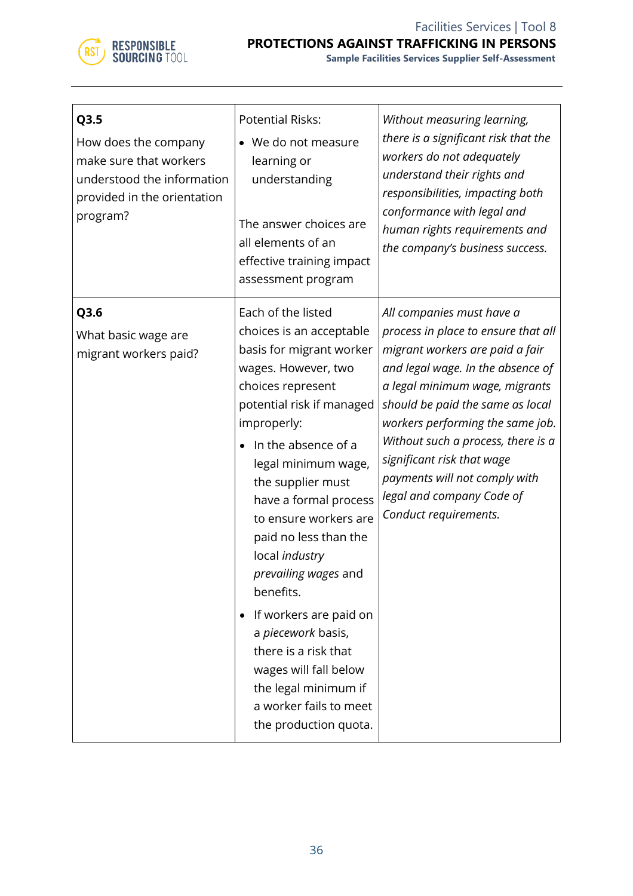| | | |
|---|---|---|
| **Q3.5**<br>How does the company make sure that workers understood the information provided in the orientation program? | Potential Risks:<br>• We do not measure learning or understanding<br><br>The answer choices are all elements of an effective training impact assessment program | *Without measuring learning, there is a significant risk that the workers do not adequately understand their rights and responsibilities, impacting both conformance with legal and human rights requirements and the company's business success.* |
| **Q3.6**<br>What basic wage are migrant workers paid? | Each of the listed choices is an acceptable basis for migrant worker wages. However, two choices represent potential risk if managed improperly:<br>• In the absence of a legal minimum wage, the supplier must have a formal process to ensure workers are paid no less than the local *industry prevailing wages* and benefits.<br>• If workers are paid on a *piecework* basis, there is a risk that wages will fall below the legal minimum if a worker fails to meet the production quota. | *All companies must have a process in place to ensure that all migrant workers are paid a fair and legal wage. In the absence of a legal minimum wage, migrants should be paid the same as local workers performing the same job. Without such a process, there is a significant risk that wage payments will not comply with legal and company Code of Conduct requirements.* |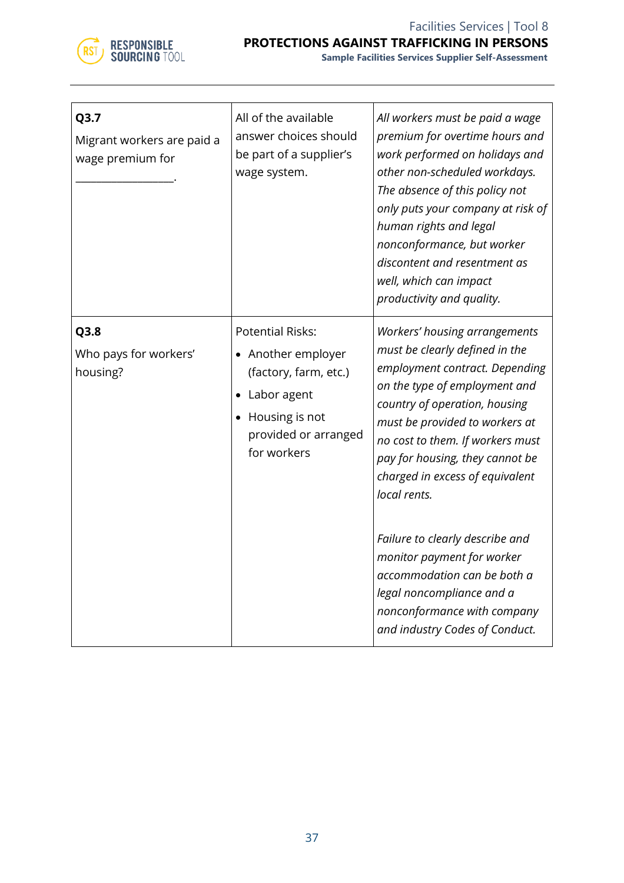| | | |
|---|---|---|
| **Q3.7**<br>Migrant workers are paid a wage premium for \_\_\_\_\_\_\_\_\_\_\_\_\_\_\_\_\_\_. | All of the available answer choices should be part of a supplier's wage system. | *All workers must be paid a wage premium for overtime hours and work performed on holidays and other non-scheduled workdays. The absence of this policy not only puts your company at risk of human rights and legal nonconformance, but worker discontent and resentment as well, which can impact productivity and quality.* |
| **Q3.8**<br>Who pays for workers' housing? | Potential Risks:<br>• Another employer (factory, farm, etc.)<br>• Labor agent<br>• Housing is not provided or arranged for workers | *Workers' housing arrangements must be clearly defined in the employment contract. Depending on the type of employment and country of operation, housing must be provided to workers at no cost to them. If workers must pay for housing, they cannot be charged in excess of equivalent local rents.*<br><br>*Failure to clearly describe and monitor payment for worker accommodation can be both a legal noncompliance and a nonconformance with company and industry Codes of Conduct.* |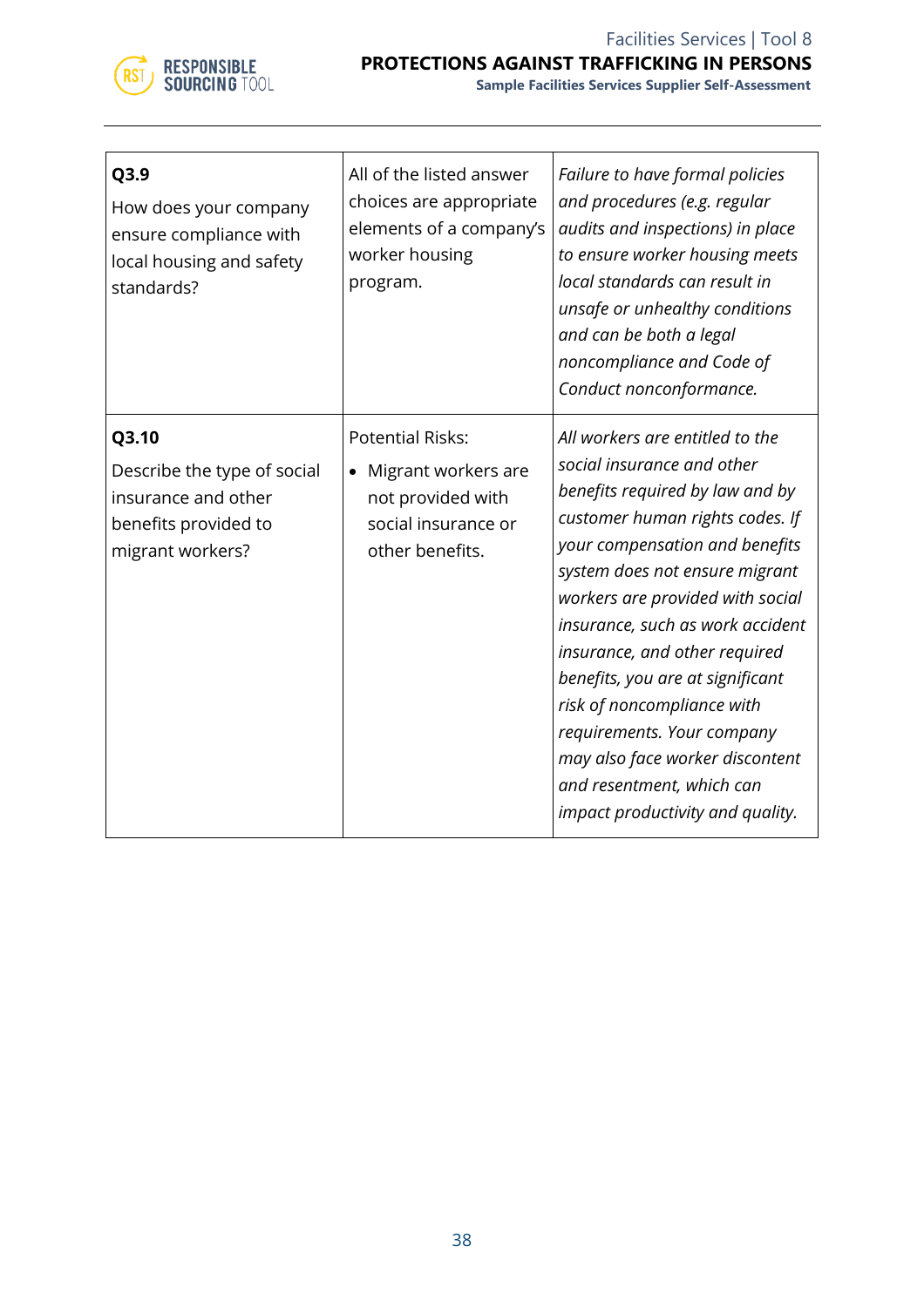| | | |
|---|---|---|
| **Q3.9**<br>How does your company ensure compliance with local housing and safety standards? | All of the listed answer choices are appropriate elements of a company's worker housing program. | *Failure to have formal policies and procedures (e.g. regular audits and inspections) in place to ensure worker housing meets local standards can result in unsafe or unhealthy conditions and can be both a legal noncompliance and Code of Conduct nonconformance.* |
| **Q3.10**<br>Describe the type of social insurance and other benefits provided to migrant workers? | Potential Risks:<br>• Migrant workers are not provided with social insurance or other benefits. | *All workers are entitled to the social insurance and other benefits required by law and by customer human rights codes. If your compensation and benefits system does not ensure migrant workers are provided with social insurance, such as work accident insurance, and other required benefits, you are at significant risk of noncompliance with requirements. Your company may also face worker discontent and resentment, which can impact productivity and quality.* |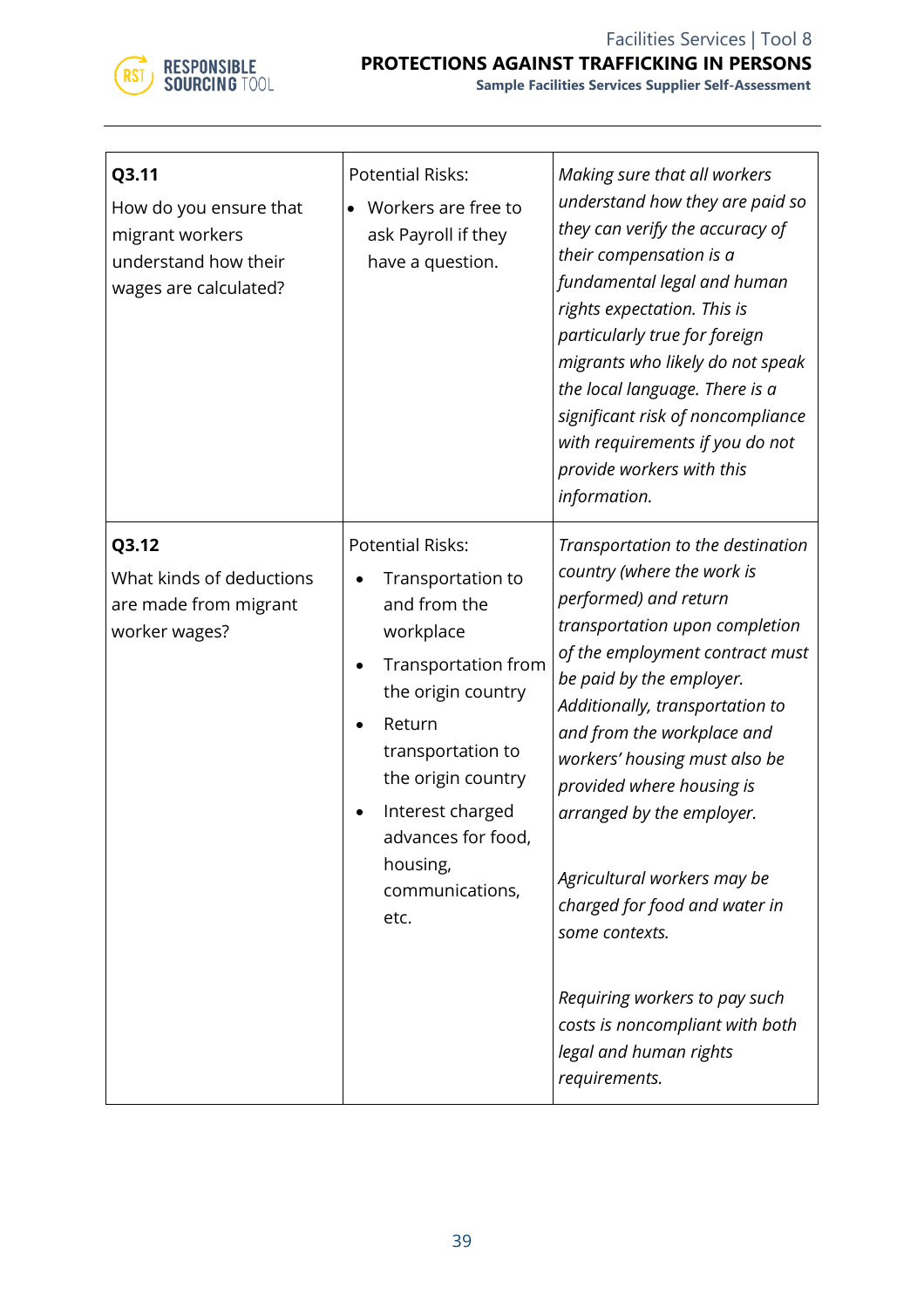| | | |
|---|---|---|
| **Q3.11**<br>How do you ensure that migrant workers understand how their wages are calculated? | Potential Risks:<br>• Workers are free to ask Payroll if they have a question. | *Making sure that all workers understand how they are paid so they can verify the accuracy of their compensation is a fundamental legal and human rights expectation. This is particularly true for foreign migrants who likely do not speak the local language. There is a significant risk of noncompliance with requirements if you do not provide workers with this information.* |
| **Q3.12**<br>What kinds of deductions are made from migrant worker wages? | Potential Risks:<br>• Transportation to and from the workplace<br>• Transportation from the origin country<br>• Return transportation to the origin country<br>• Interest charged advances for food, housing, communications, etc. | *Transportation to the destination country (where the work is performed) and return transportation upon completion of the employment contract must be paid by the employer. Additionally, transportation to and from the workplace and workers' housing must also be provided where housing is arranged by the employer.*<br><br>*Agricultural workers may be charged for food and water in some contexts.*<br><br>*Requiring workers to pay such costs is noncompliant with both legal and human rights requirements.* |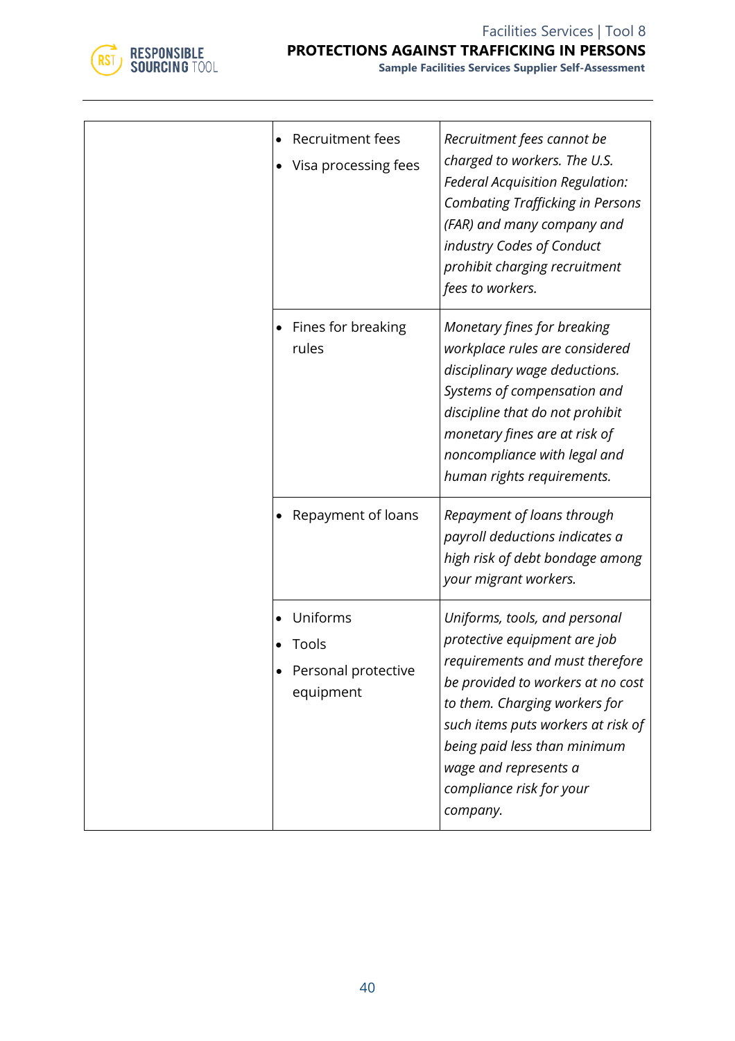|  |  |  |
|---|---|---|
|  | • Recruitment fees<br>• Visa processing fees | *Recruitment fees cannot be charged to workers. The U.S. Federal Acquisition Regulation: Combating Trafficking in Persons (FAR) and many company and industry Codes of Conduct prohibit charging recruitment fees to workers.* |
|  | • Fines for breaking rules | *Monetary fines for breaking workplace rules are considered disciplinary wage deductions. Systems of compensation and discipline that do not prohibit monetary fines are at risk of noncompliance with legal and human rights requirements.* |
|  | • Repayment of loans | *Repayment of loans through payroll deductions indicates a high risk of debt bondage among your migrant workers.* |
|  | • Uniforms<br>• Tools<br>• Personal protective equipment | *Uniforms, tools, and personal protective equipment are job requirements and must therefore be provided to workers at no cost to them. Charging workers for such items puts workers at risk of being paid less than minimum wage and represents a compliance risk for your company.* |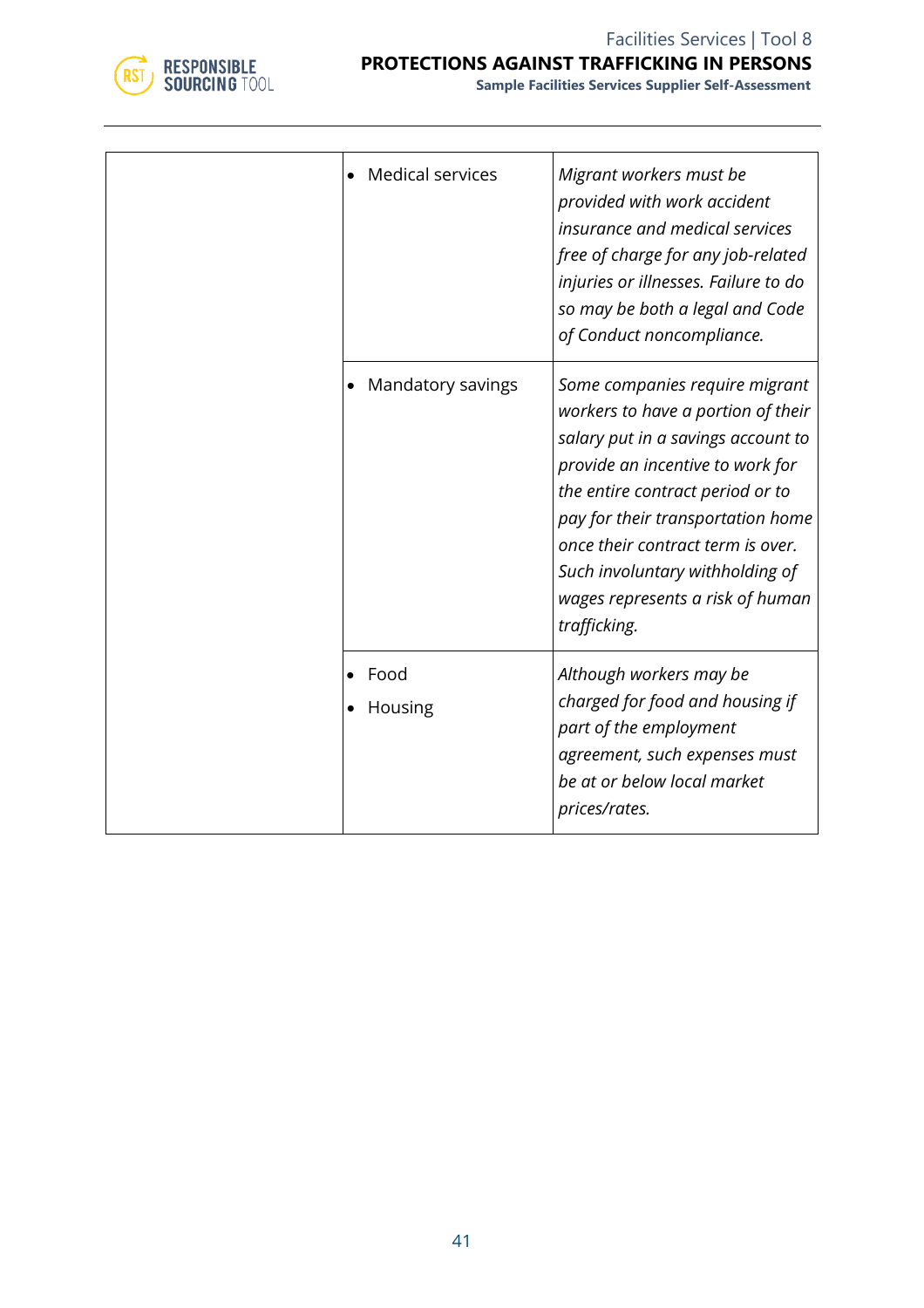| | | |
|---|---|---|
| | • Medical services | *Migrant workers must be provided with work accident insurance and medical services free of charge for any job-related injuries or illnesses. Failure to do so may be both a legal and Code of Conduct noncompliance.* |
| | • Mandatory savings | *Some companies require migrant workers to have a portion of their salary put in a savings account to provide an incentive to work for the entire contract period or to pay for their transportation home once their contract term is over. Such involuntary withholding of wages represents a risk of human trafficking.* |
| | • Food<br>• Housing | *Although workers may be charged for food and housing if part of the employment agreement, such expenses must be at or below local market prices/rates.* |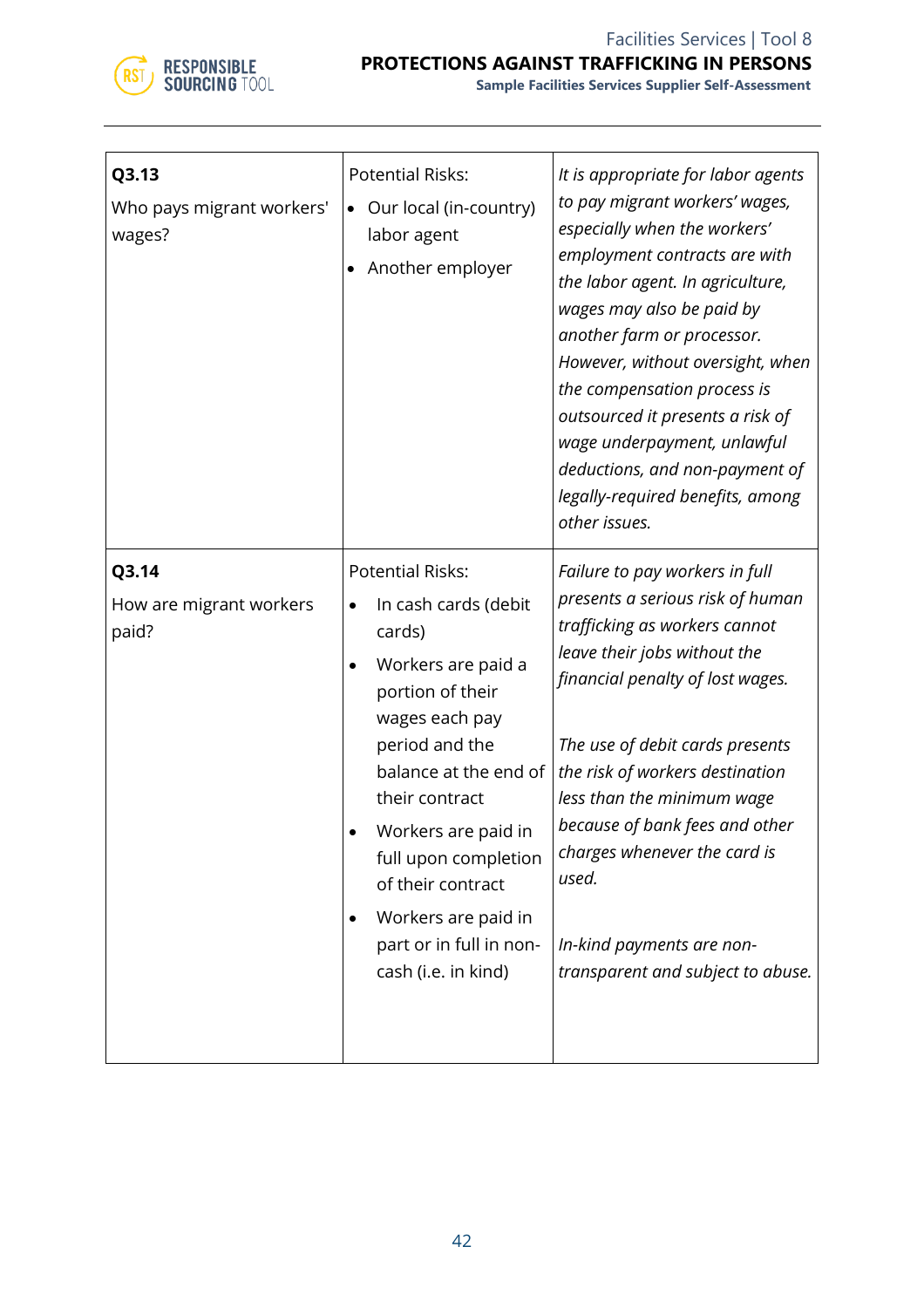| **Q3.13** Who pays migrant workers' wages? | Potential Risks: <br>• Our local (in-country) labor agent <br>• Another employer | *It is appropriate for labor agents to pay migrant workers' wages, especially when the workers' employment contracts are with the labor agent. In agriculture, wages may also be paid by another farm or processor. However, without oversight, when the compensation process is outsourced it presents a risk of wage underpayment, unlawful deductions, and non-payment of legally-required benefits, among other issues.* |
|---|---|---|
| **Q3.14** How are migrant workers paid? | Potential Risks: <br>• In cash cards (debit cards) <br>• Workers are paid a portion of their wages each pay period and the balance at the end of their contract <br>• Workers are paid in full upon completion of their contract <br>• Workers are paid in part or in full in non-cash (i.e. in kind) | *Failure to pay workers in full presents a serious risk of human trafficking as workers cannot leave their jobs without the financial penalty of lost wages.* <br><br>*The use of debit cards presents the risk of workers destination less than the minimum wage because of bank fees and other charges whenever the card is used.* <br><br>*In-kind payments are non-transparent and subject to abuse.* |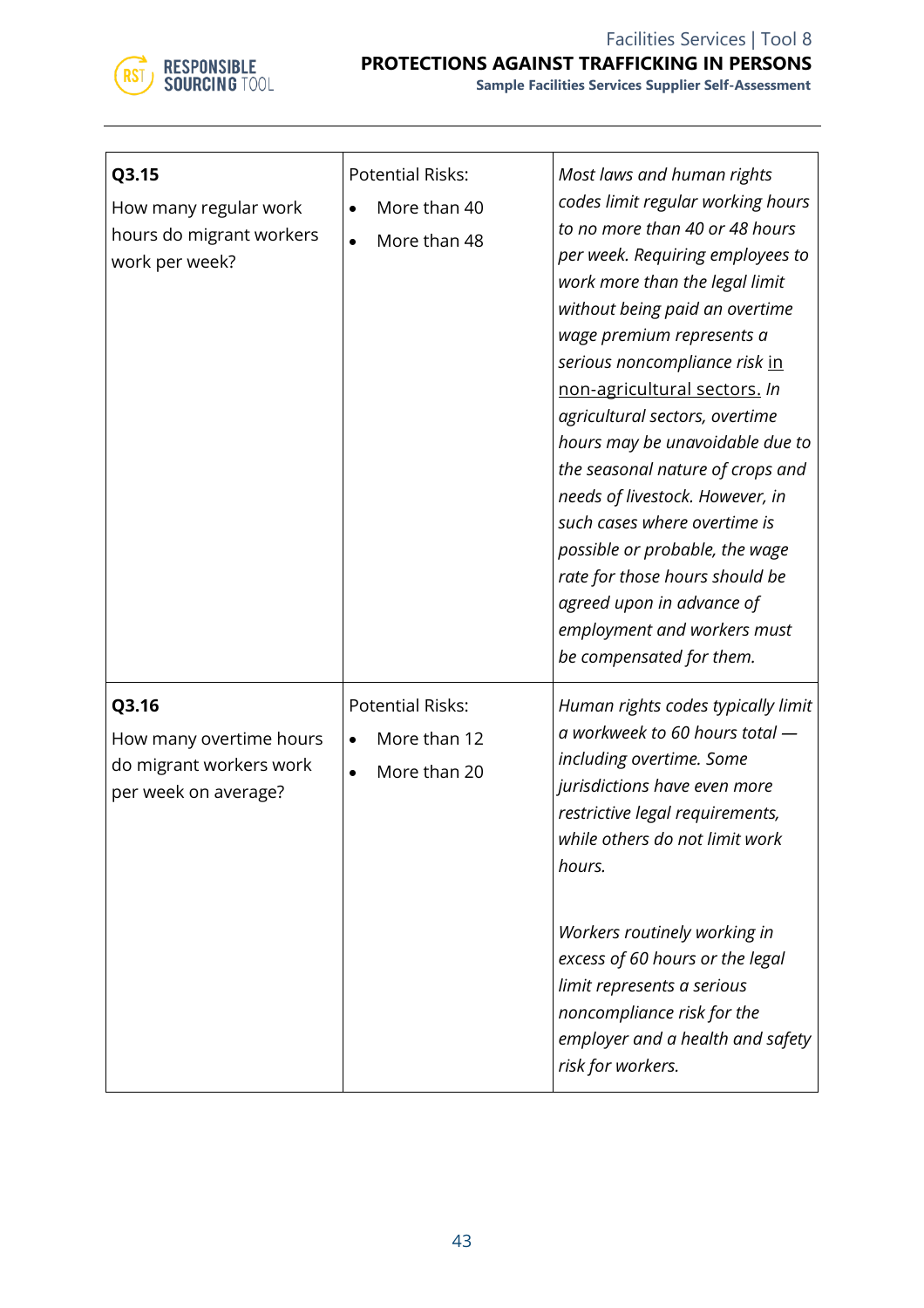| **Q3.15**<br>How many regular work hours do migrant workers work per week? | Potential Risks:<br>• More than 40<br>• More than 48 | *Most laws and human rights codes limit regular working hours to no more than 40 or 48 hours per week. Requiring employees to work more than the legal limit without being paid an overtime wage premium represents a serious noncompliance risk* <u>in non-agricultural sectors.</u> *In agricultural sectors, overtime hours may be unavoidable due to the seasonal nature of crops and needs of livestock. However, in such cases where overtime is possible or probable, the wage rate for those hours should be agreed upon in advance of employment and workers must be compensated for them.* |
|---|---|---|
| **Q3.16**<br>How many overtime hours do migrant workers work per week on average? | Potential Risks:<br>• More than 12<br>• More than 20 | *Human rights codes typically limit a workweek to 60 hours total — including overtime. Some jurisdictions have even more restrictive legal requirements, while others do not limit work hours.*<br><br>*Workers routinely working in excess of 60 hours or the legal limit represents a serious noncompliance risk for the employer and a health and safety risk for workers.* |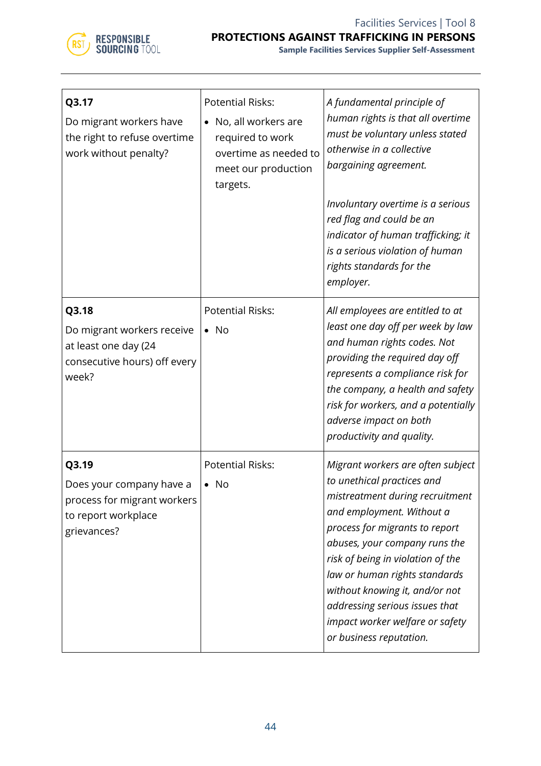| **Q3.17**<br>Do migrant workers have the right to refuse overtime work without penalty? | Potential Risks:<br>• No, all workers are required to work overtime as needed to meet our production targets. | *A fundamental principle of human rights is that all overtime must be voluntary unless stated otherwise in a collective bargaining agreement.*<br><br>*Involuntary overtime is a serious red flag and could be an indicator of human trafficking; it is a serious violation of human rights standards for the employer.* |
|---|---|---|
| **Q3.18**<br>Do migrant workers receive at least one day (24 consecutive hours) off every week? | Potential Risks:<br>• No | *All employees are entitled to at least one day off per week by law and human rights codes. Not providing the required day off represents a compliance risk for the company, a health and safety risk for workers, and a potentially adverse impact on both productivity and quality.* |
| **Q3.19**<br>Does your company have a process for migrant workers to report workplace grievances? | Potential Risks:<br>• No | *Migrant workers are often subject to unethical practices and mistreatment during recruitment and employment. Without a process for migrants to report abuses, your company runs the risk of being in violation of the law or human rights standards without knowing it, and/or not addressing serious issues that impact worker welfare or safety or business reputation.* |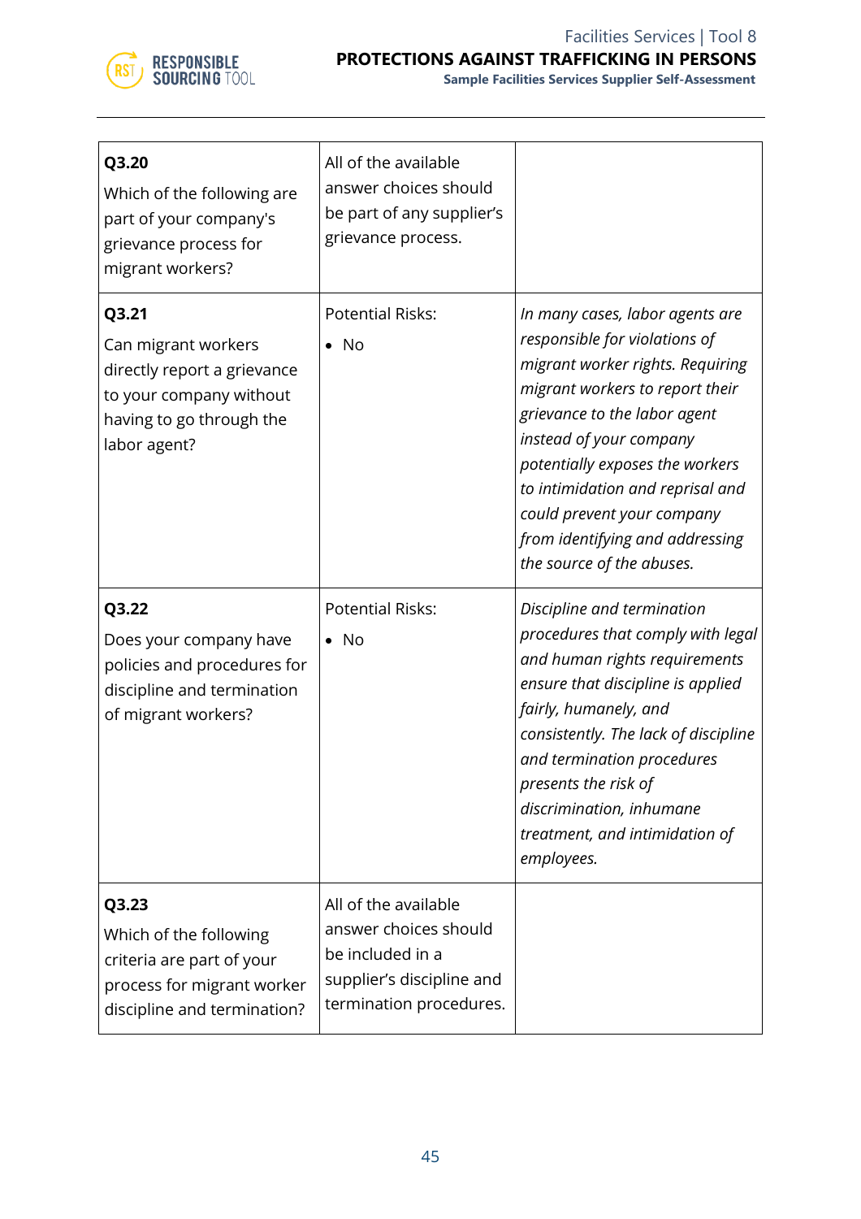| | | |
|---|---|---|
| **Q3.20**<br>Which of the following are part of your company's grievance process for migrant workers? | All of the available answer choices should be part of any supplier's grievance process. | |
| **Q3.21**<br>Can migrant workers directly report a grievance to your company without having to go through the labor agent? | Potential Risks:<br>• No | *In many cases, labor agents are responsible for violations of migrant worker rights. Requiring migrant workers to report their grievance to the labor agent instead of your company potentially exposes the workers to intimidation and reprisal and could prevent your company from identifying and addressing the source of the abuses.* |
| **Q3.22**<br>Does your company have policies and procedures for discipline and termination of migrant workers? | Potential Risks:<br>• No | *Discipline and termination procedures that comply with legal and human rights requirements ensure that discipline is applied fairly, humanely, and consistently. The lack of discipline and termination procedures presents the risk of discrimination, inhumane treatment, and intimidation of employees.* |
| **Q3.23**<br>Which of the following criteria are part of your process for migrant worker discipline and termination? | All of the available answer choices should be included in a supplier's discipline and termination procedures. | |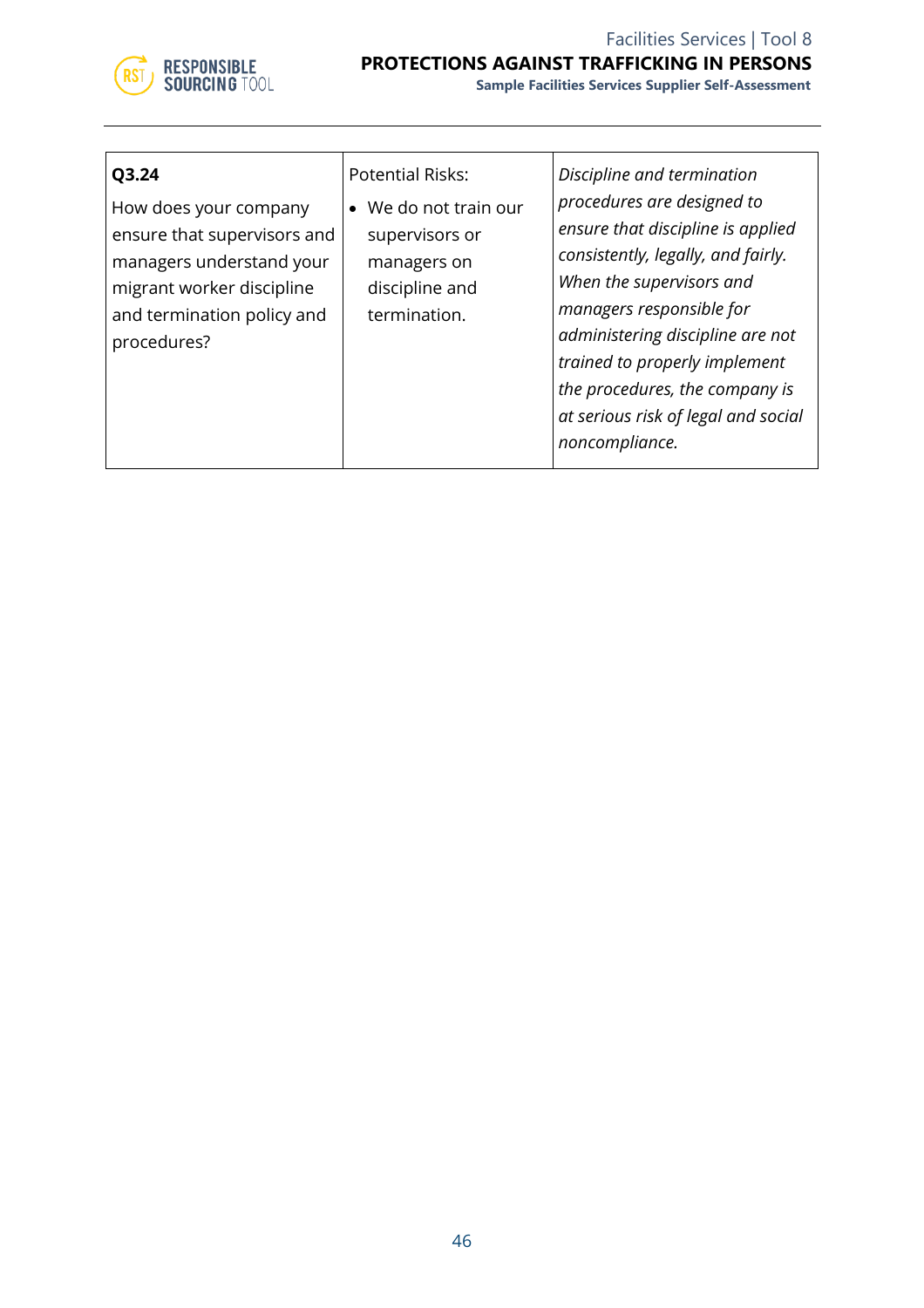| | | |
|---|---|---|
| **Q3.24**<br><br>How does your company ensure that supervisors and managers understand your migrant worker discipline and termination policy and procedures? | Potential Risks:<br><br>• We do not train our supervisors or managers on discipline and termination. | *Discipline and termination procedures are designed to ensure that discipline is applied consistently, legally, and fairly. When the supervisors and managers responsible for administering discipline are not trained to properly implement the procedures, the company is at serious risk of legal and social noncompliance.* |